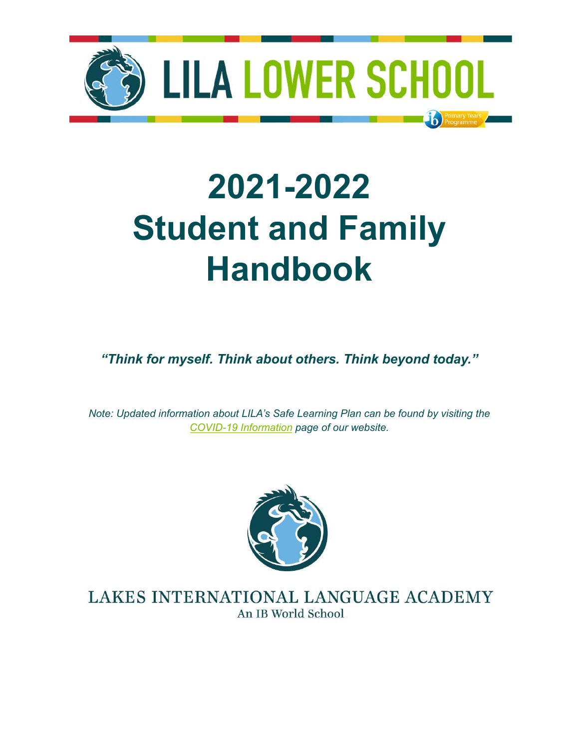LILA LOWER SCHOOL

Primary Years Programme

# 2021-2022
# Student and Family Handbook

***"Think for myself. Think about others. Think beyond today."***

*Note: Updated information about LILA's Safe Learning Plan can be found by visiting the [COVID-19 Information](#) page of our website.*

LAKES INTERNATIONAL LANGUAGE ACADEMY

An IB World School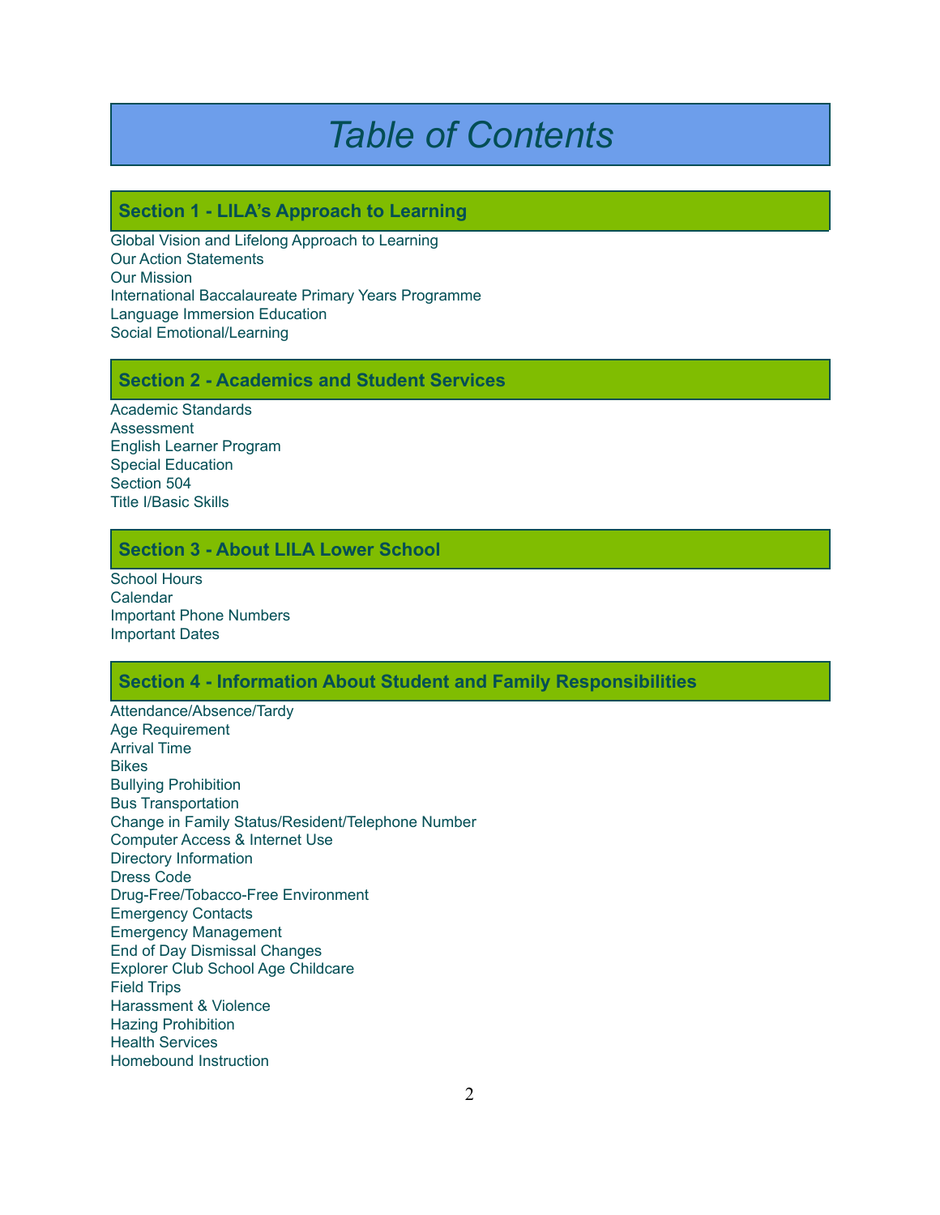# Table of Contents

## Section 1 - LILA's Approach to Learning

Global Vision and Lifelong Approach to Learning
Our Action Statements
Our Mission
International Baccalaureate Primary Years Programme
Language Immersion Education
Social Emotional/Learning

## Section 2 - Academics and Student Services

Academic Standards
Assessment
English Learner Program
Special Education
Section 504
Title I/Basic Skills

## Section 3 - About LILA Lower School

School Hours
Calendar
Important Phone Numbers
Important Dates

## Section 4 - Information About Student and Family Responsibilities

Attendance/Absence/Tardy
Age Requirement
Arrival Time
Bikes
Bullying Prohibition
Bus Transportation
Change in Family Status/Resident/Telephone Number
Computer Access & Internet Use
Directory Information
Dress Code
Drug-Free/Tobacco-Free Environment
Emergency Contacts
Emergency Management
End of Day Dismissal Changes
Explorer Club School Age Childcare
Field Trips
Harassment & Violence
Hazing Prohibition
Health Services
Homebound Instruction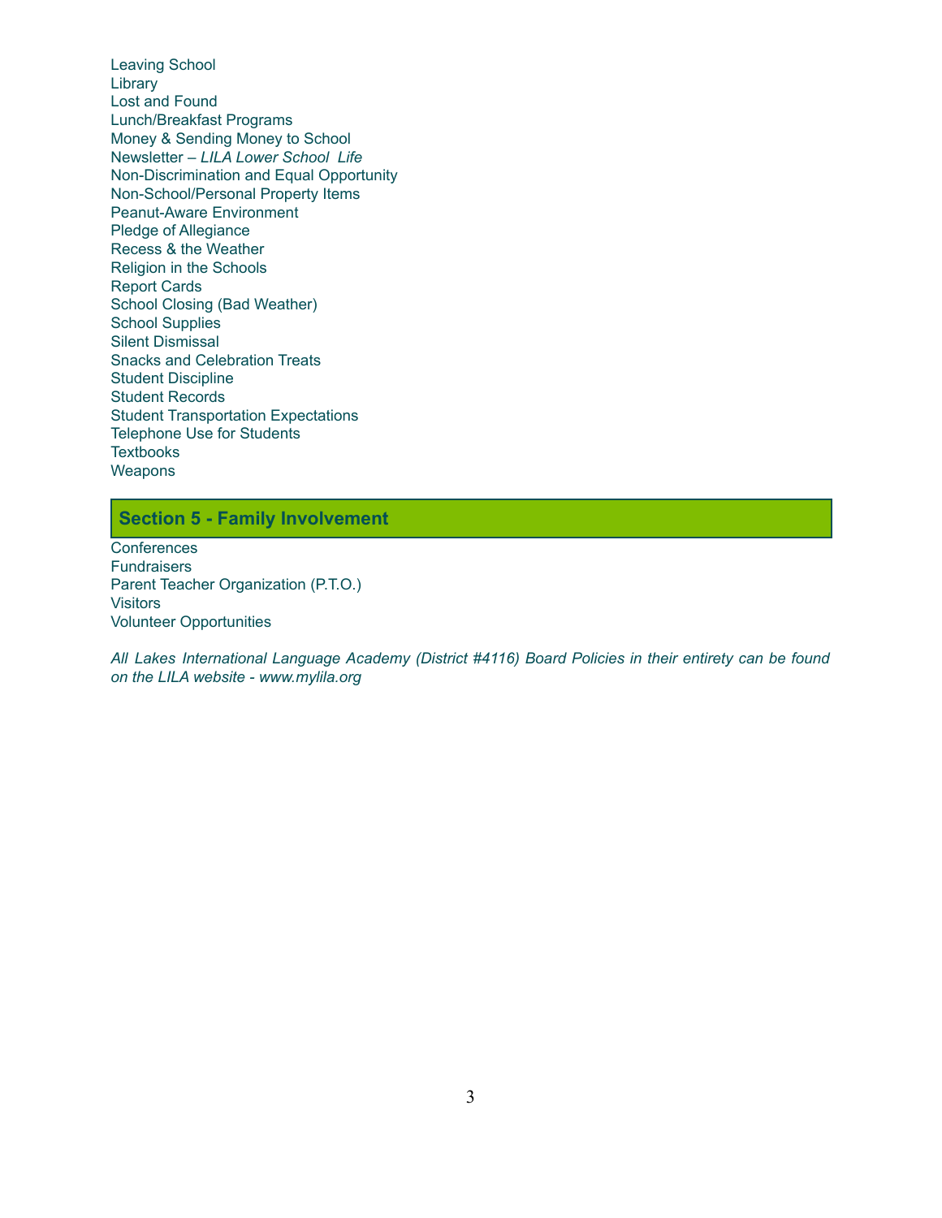Leaving School
Library
Lost and Found
Lunch/Breakfast Programs
Money & Sending Money to School
Newsletter – *LILA Lower School Life*
Non-Discrimination and Equal Opportunity
Non-School/Personal Property Items
Peanut-Aware Environment
Pledge of Allegiance
Recess & the Weather
Religion in the Schools
Report Cards
School Closing (Bad Weather)
School Supplies
Silent Dismissal
Snacks and Celebration Treats
Student Discipline
Student Records
Student Transportation Expectations
Telephone Use for Students
Textbooks
Weapons

## Section 5 - Family Involvement

Conferences
Fundraisers
Parent Teacher Organization (P.T.O.)
Visitors
Volunteer Opportunities

*All Lakes International Language Academy (District #4116) Board Policies in their entirety can be found on the LILA website - www.mylila.org*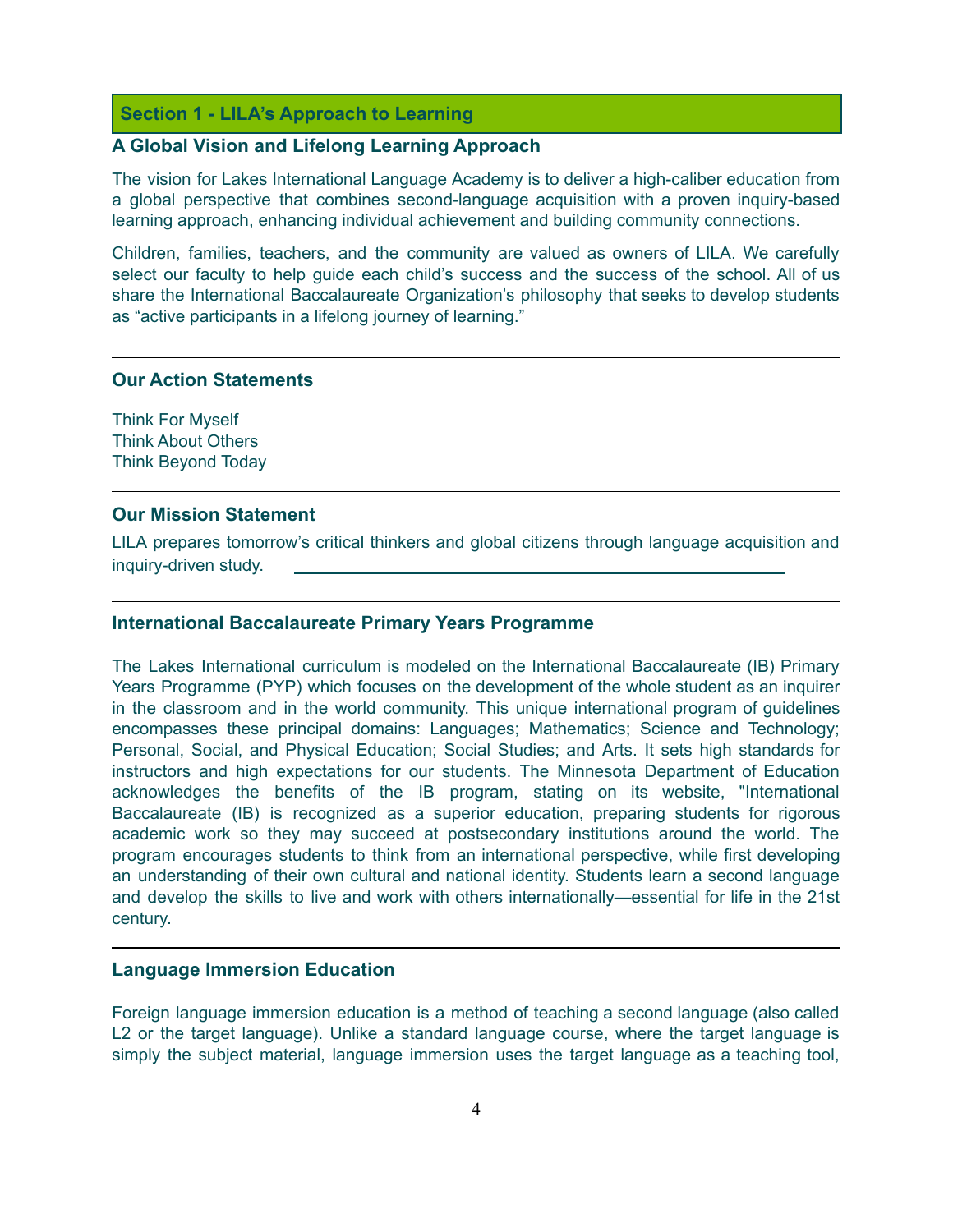## Section 1 - LILA's Approach to Learning

### A Global Vision and Lifelong Learning Approach

The vision for Lakes International Language Academy is to deliver a high-caliber education from a global perspective that combines second-language acquisition with a proven inquiry-based learning approach, enhancing individual achievement and building community connections.

Children, families, teachers, and the community are valued as owners of LILA. We carefully select our faculty to help guide each child's success and the success of the school. All of us share the International Baccalaureate Organization's philosophy that seeks to develop students as "active participants in a lifelong journey of learning."

---

### Our Action Statements

Think For Myself
Think About Others
Think Beyond Today

---

### Our Mission Statement

LILA prepares tomorrow's critical thinkers and global citizens through language acquisition and inquiry-driven study.

---

### International Baccalaureate Primary Years Programme

The Lakes International curriculum is modeled on the International Baccalaureate (IB) Primary Years Programme (PYP) which focuses on the development of the whole student as an inquirer in the classroom and in the world community. This unique international program of guidelines encompasses these principal domains: Languages; Mathematics; Science and Technology; Personal, Social, and Physical Education; Social Studies; and Arts. It sets high standards for instructors and high expectations for our students. The Minnesota Department of Education acknowledges the benefits of the IB program, stating on its website, "International Baccalaureate (IB) is recognized as a superior education, preparing students for rigorous academic work so they may succeed at postsecondary institutions around the world. The program encourages students to think from an international perspective, while first developing an understanding of their own cultural and national identity. Students learn a second language and develop the skills to live and work with others internationally—essential for life in the 21st century.

---

### Language Immersion Education

Foreign language immersion education is a method of teaching a second language (also called L2 or the target language). Unlike a standard language course, where the target language is simply the subject material, language immersion uses the target language as a teaching tool,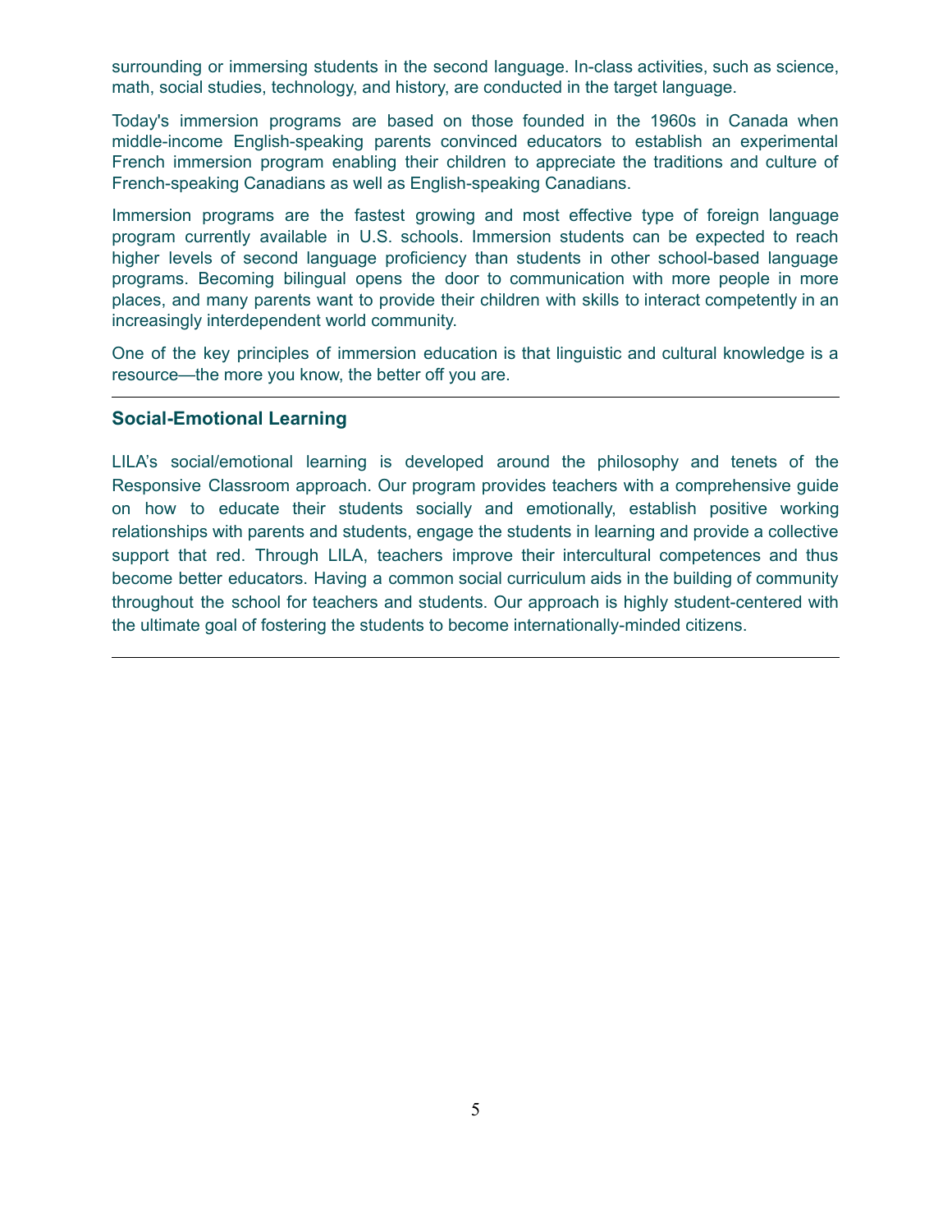surrounding or immersing students in the second language. In-class activities, such as science, math, social studies, technology, and history, are conducted in the target language.

Today's immersion programs are based on those founded in the 1960s in Canada when middle-income English-speaking parents convinced educators to establish an experimental French immersion program enabling their children to appreciate the traditions and culture of French-speaking Canadians as well as English-speaking Canadians.

Immersion programs are the fastest growing and most effective type of foreign language program currently available in U.S. schools. Immersion students can be expected to reach higher levels of second language proficiency than students in other school-based language programs. Becoming bilingual opens the door to communication with more people in more places, and many parents want to provide their children with skills to interact competently in an increasingly interdependent world community.

One of the key principles of immersion education is that linguistic and cultural knowledge is a resource—the more you know, the better off you are.

---

## Social-Emotional Learning

LILA's social/emotional learning is developed around the philosophy and tenets of the Responsive Classroom approach. Our program provides teachers with a comprehensive guide on how to educate their students socially and emotionally, establish positive working relationships with parents and students, engage the students in learning and provide a collective support that red. Through LILA, teachers improve their intercultural competences and thus become better educators. Having a common social curriculum aids in the building of community throughout the school for teachers and students. Our approach is highly student-centered with the ultimate goal of fostering the students to become internationally-minded citizens.

---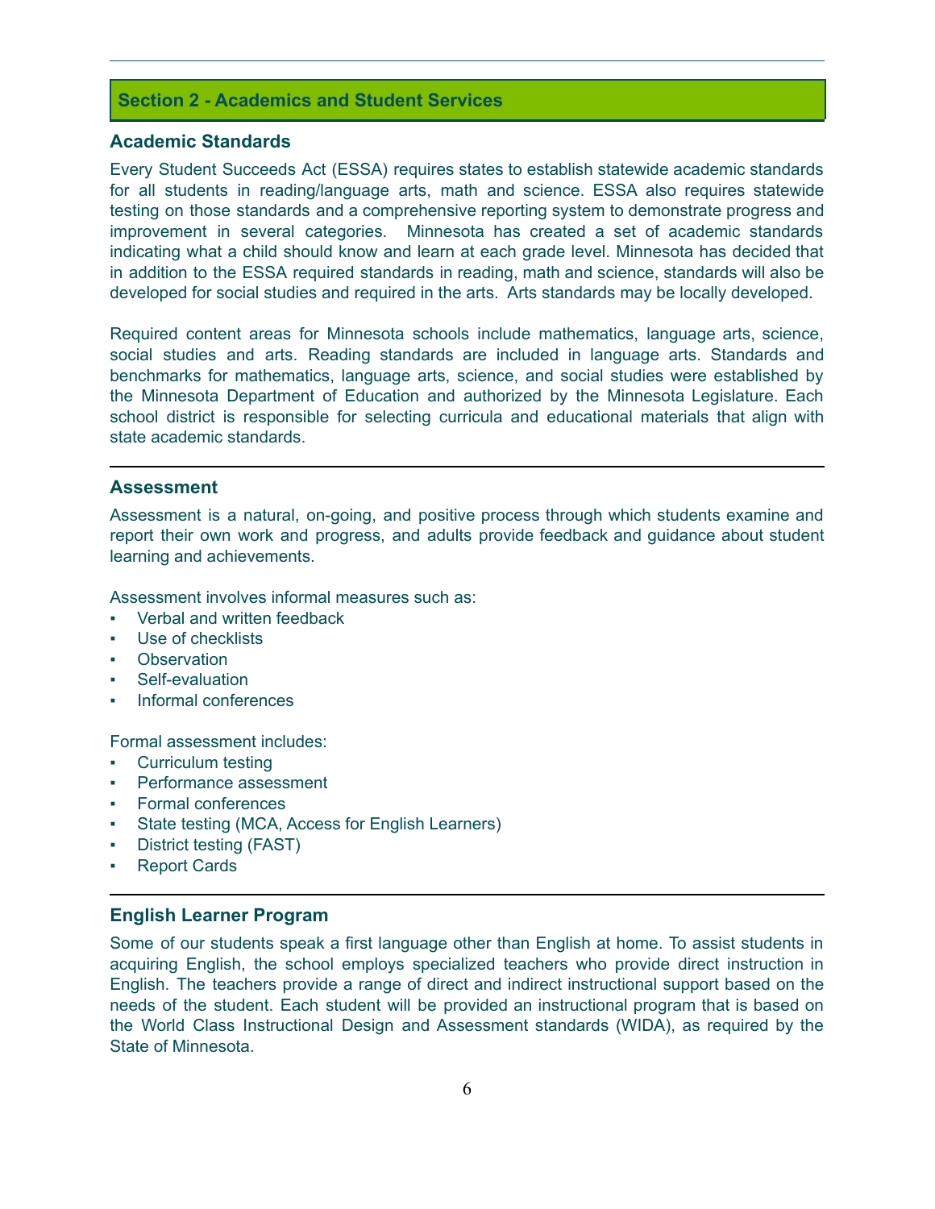## Section 2 - Academics and Student Services

### Academic Standards

Every Student Succeeds Act (ESSA) requires states to establish statewide academic standards for all students in reading/language arts, math and science. ESSA also requires statewide testing on those standards and a comprehensive reporting system to demonstrate progress and improvement in several categories. Minnesota has created a set of academic standards indicating what a child should know and learn at each grade level. Minnesota has decided that in addition to the ESSA required standards in reading, math and science, standards will also be developed for social studies and required in the arts. Arts standards may be locally developed.

Required content areas for Minnesota schools include mathematics, language arts, science, social studies and arts. Reading standards are included in language arts. Standards and benchmarks for mathematics, language arts, science, and social studies were established by the Minnesota Department of Education and authorized by the Minnesota Legislature. Each school district is responsible for selecting curricula and educational materials that align with state academic standards.

### Assessment

Assessment is a natural, on-going, and positive process through which students examine and report their own work and progress, and adults provide feedback and guidance about student learning and achievements.

Assessment involves informal measures such as:

- Verbal and written feedback
- Use of checklists
- Observation
- Self-evaluation
- Informal conferences

Formal assessment includes:

- Curriculum testing
- Performance assessment
- Formal conferences
- State testing (MCA, Access for English Learners)
- District testing (FAST)
- Report Cards

### English Learner Program

Some of our students speak a first language other than English at home. To assist students in acquiring English, the school employs specialized teachers who provide direct instruction in English. The teachers provide a range of direct and indirect instructional support based on the needs of the student. Each student will be provided an instructional program that is based on the World Class Instructional Design and Assessment standards (WIDA), as required by the State of Minnesota.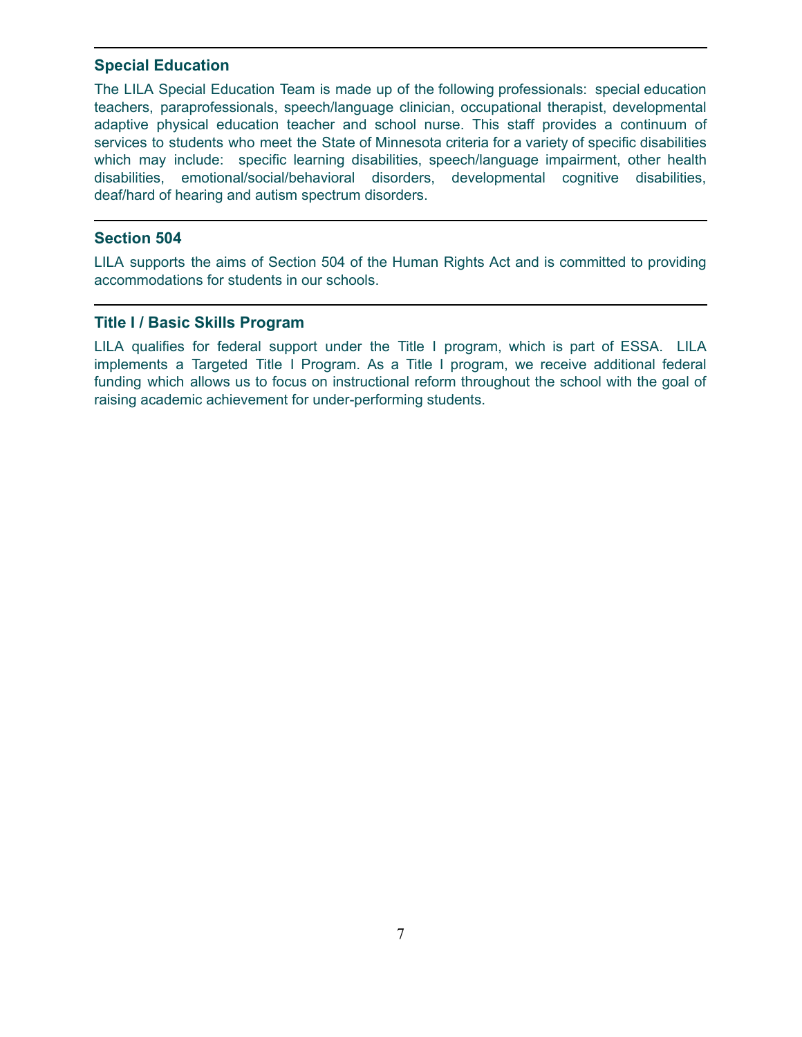## Special Education

The LILA Special Education Team is made up of the following professionals: special education teachers, paraprofessionals, speech/language clinician, occupational therapist, developmental adaptive physical education teacher and school nurse. This staff provides a continuum of services to students who meet the State of Minnesota criteria for a variety of specific disabilities which may include: specific learning disabilities, speech/language impairment, other health disabilities, emotional/social/behavioral disorders, developmental cognitive disabilities, deaf/hard of hearing and autism spectrum disorders.

## Section 504

LILA supports the aims of Section 504 of the Human Rights Act and is committed to providing accommodations for students in our schools.

## Title I / Basic Skills Program

LILA qualifies for federal support under the Title I program, which is part of ESSA. LILA implements a Targeted Title I Program. As a Title I program, we receive additional federal funding which allows us to focus on instructional reform throughout the school with the goal of raising academic achievement for under-performing students.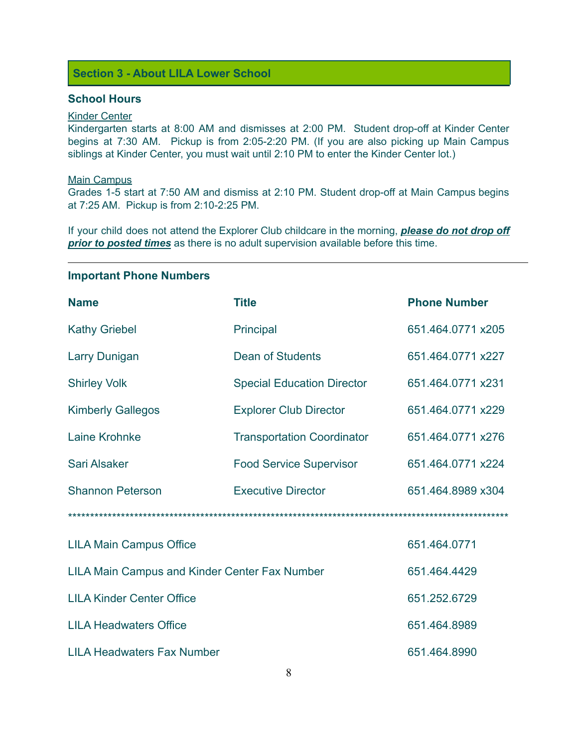## Section 3 - About LILA Lower School

### School Hours

Kinder Center

Kindergarten starts at 8:00 AM and dismisses at 2:00 PM. Student drop-off at Kinder Center begins at 7:30 AM. Pickup is from 2:05-2:20 PM. (If you are also picking up Main Campus siblings at Kinder Center, you must wait until 2:10 PM to enter the Kinder Center lot.)

Main Campus

Grades 1-5 start at 7:50 AM and dismiss at 2:10 PM. Student drop-off at Main Campus begins at 7:25 AM. Pickup is from 2:10-2:25 PM.

If your child does not attend the Explorer Club childcare in the morning, ***please do not drop off prior to posted times*** as there is no adult supervision available before this time.

---

### Important Phone Numbers

| Name | Title | Phone Number |
|---|---|---|
| Kathy Griebel | Principal | 651.464.0771 x205 |
| Larry Dunigan | Dean of Students | 651.464.0771 x227 |
| Shirley Volk | Special Education Director | 651.464.0771 x231 |
| Kimberly Gallegos | Explorer Club Director | 651.464.0771 x229 |
| Laine Krohnke | Transportation Coordinator | 651.464.0771 x276 |
| Sari Alsaker | Food Service Supervisor | 651.464.0771 x224 |
| Shannon Peterson | Executive Director | 651.464.8989 x304 |

******************************************************************************************************

| | |
|---|---|
| LILA Main Campus Office | 651.464.0771 |
| LILA Main Campus and Kinder Center Fax Number | 651.464.4429 |
| LILA Kinder Center Office | 651.252.6729 |
| LILA Headwaters Office | 651.464.8989 |
| LILA Headwaters Fax Number | 651.464.8990 |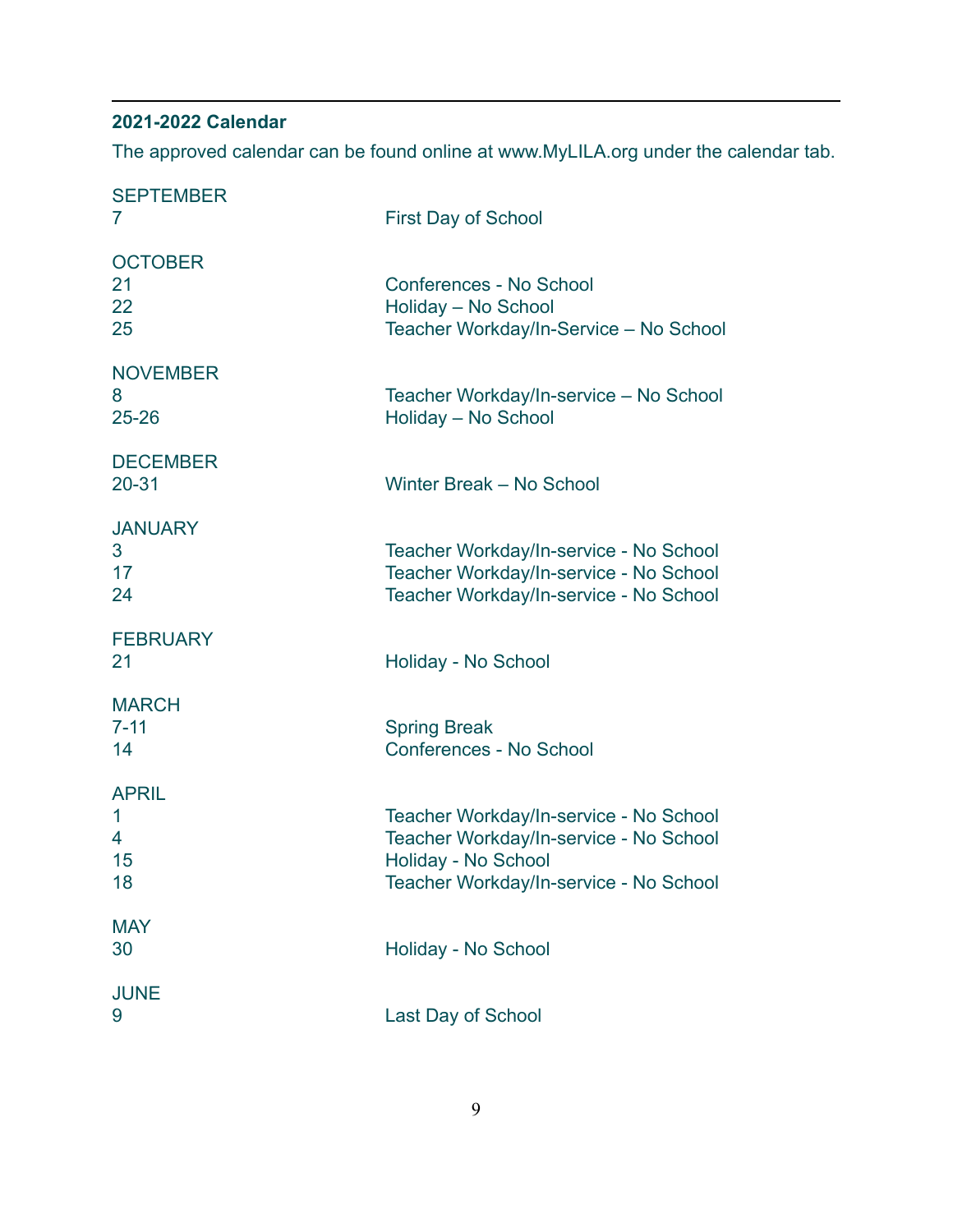---

### 2021-2022 Calendar

The approved calendar can be found online at www.MyLILA.org under the calendar tab.

| | |
|---|---|
| **SEPTEMBER** | |
| 7 | First Day of School |
| **OCTOBER** | |
| 21 | Conferences - No School |
| 22 | Holiday – No School |
| 25 | Teacher Workday/In-Service – No School |
| **NOVEMBER** | |
| 8 | Teacher Workday/In-service – No School |
| 25-26 | Holiday – No School |
| **DECEMBER** | |
| 20-31 | Winter Break – No School |
| **JANUARY** | |
| 3 | Teacher Workday/In-service - No School |
| 17 | Teacher Workday/In-service - No School |
| 24 | Teacher Workday/In-service - No School |
| **FEBRUARY** | |
| 21 | Holiday - No School |
| **MARCH** | |
| 7-11 | Spring Break |
| 14 | Conferences - No School |
| **APRIL** | |
| 1 | Teacher Workday/In-service - No School |
| 4 | Teacher Workday/In-service - No School |
| 15 | Holiday - No School |
| 18 | Teacher Workday/In-service - No School |
| **MAY** | |
| 30 | Holiday - No School |
| **JUNE** | |
| 9 | Last Day of School |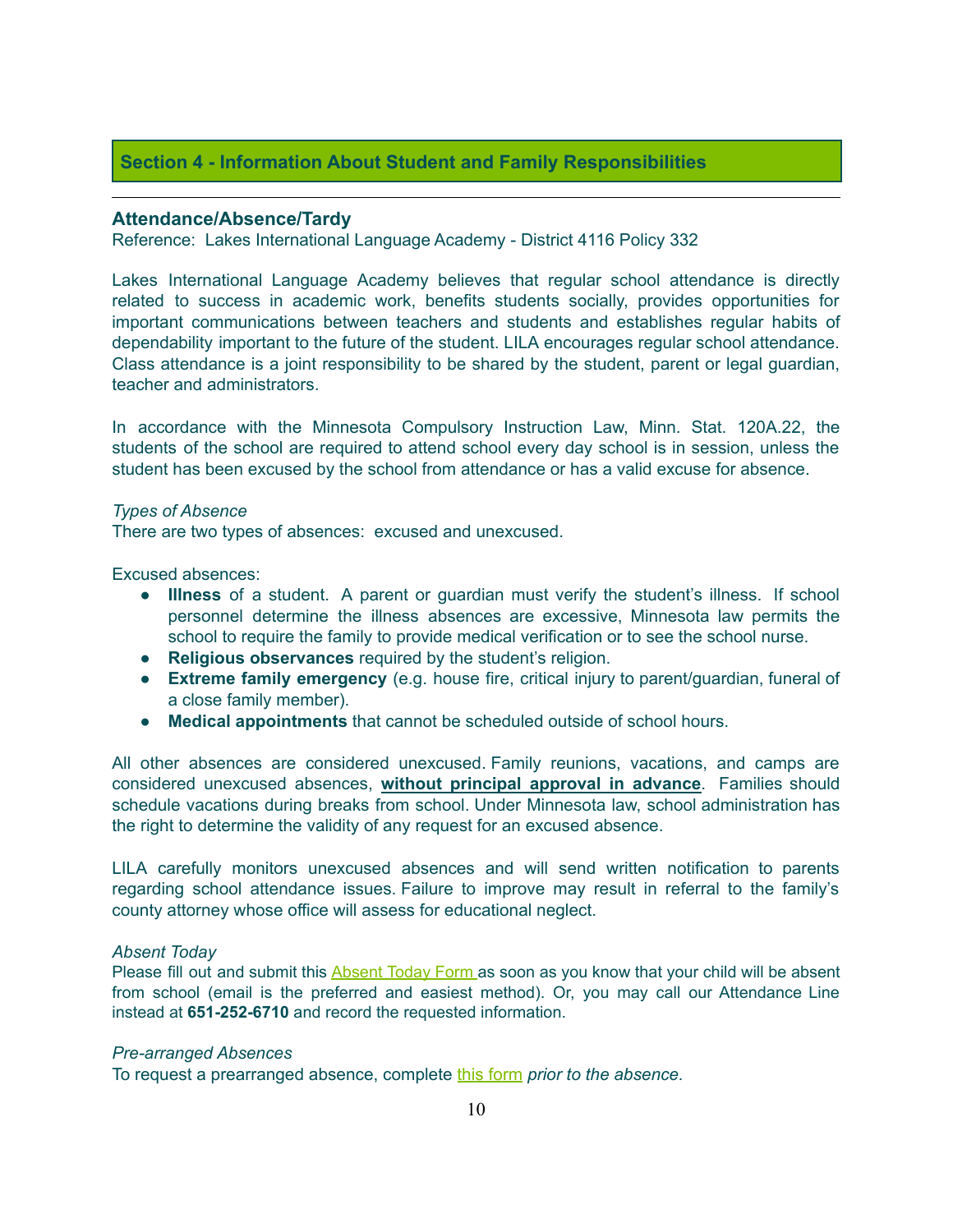## Section 4 - Information About Student and Family Responsibilities

---

### Attendance/Absence/Tardy

Reference: Lakes International Language Academy - District 4116 Policy 332

Lakes International Language Academy believes that regular school attendance is directly related to success in academic work, benefits students socially, provides opportunities for important communications between teachers and students and establishes regular habits of dependability important to the future of the student. LILA encourages regular school attendance. Class attendance is a joint responsibility to be shared by the student, parent or legal guardian, teacher and administrators.

In accordance with the Minnesota Compulsory Instruction Law, Minn. Stat. 120A.22, the students of the school are required to attend school every day school is in session, unless the student has been excused by the school from attendance or has a valid excuse for absence.

*Types of Absence*

There are two types of absences: excused and unexcused.

Excused absences:

- **Illness** of a student. A parent or guardian must verify the student's illness. If school personnel determine the illness absences are excessive, Minnesota law permits the school to require the family to provide medical verification or to see the school nurse.
- **Religious observances** required by the student's religion.
- **Extreme family emergency** (e.g. house fire, critical injury to parent/guardian, funeral of a close family member).
- **Medical appointments** that cannot be scheduled outside of school hours.

All other absences are considered unexcused. Family reunions, vacations, and camps are considered unexcused absences, **without principal approval in advance**. Families should schedule vacations during breaks from school. Under Minnesota law, school administration has the right to determine the validity of any request for an excused absence.

LILA carefully monitors unexcused absences and will send written notification to parents regarding school attendance issues. Failure to improve may result in referral to the family's county attorney whose office will assess for educational neglect.

*Absent Today*

Please fill out and submit this Absent Today Form as soon as you know that your child will be absent from school (email is the preferred and easiest method). Or, you may call our Attendance Line instead at **651-252-6710** and record the requested information.

*Pre-arranged Absences*

To request a prearranged absence, complete this form *prior to the absence.*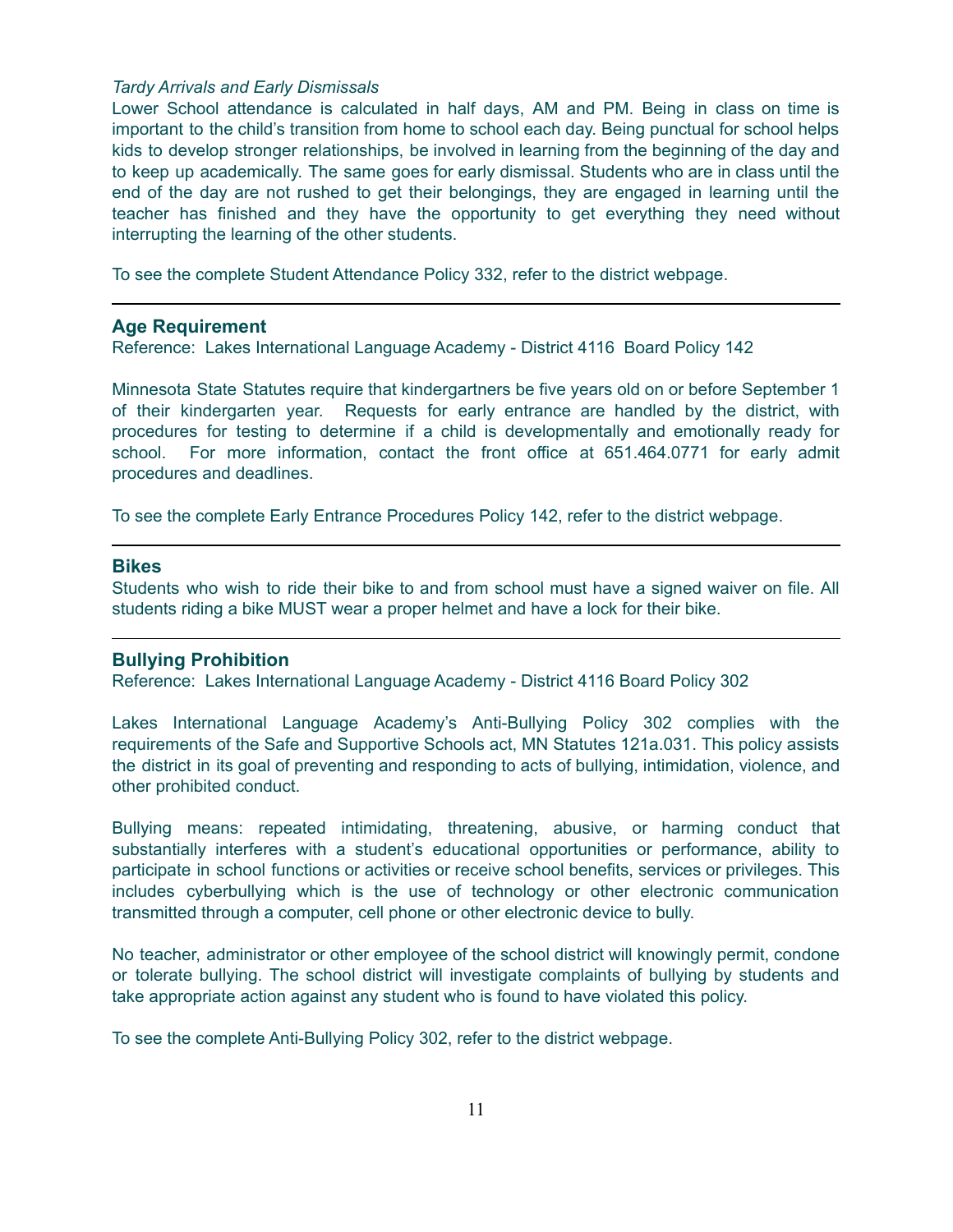*Tardy Arrivals and Early Dismissals*

Lower School attendance is calculated in half days, AM and PM. Being in class on time is important to the child's transition from home to school each day. Being punctual for school helps kids to develop stronger relationships, be involved in learning from the beginning of the day and to keep up academically. The same goes for early dismissal. Students who are in class until the end of the day are not rushed to get their belongings, they are engaged in learning until the teacher has finished and they have the opportunity to get everything they need without interrupting the learning of the other students.

To see the complete Student Attendance Policy 332, refer to the district webpage.

---

## Age Requirement

Reference: Lakes International Language Academy - District 4116 Board Policy 142

Minnesota State Statutes require that kindergartners be five years old on or before September 1 of their kindergarten year. Requests for early entrance are handled by the district, with procedures for testing to determine if a child is developmentally and emotionally ready for school. For more information, contact the front office at 651.464.0771 for early admit procedures and deadlines.

To see the complete Early Entrance Procedures Policy 142, refer to the district webpage.

---

## Bikes

Students who wish to ride their bike to and from school must have a signed waiver on file. All students riding a bike MUST wear a proper helmet and have a lock for their bike.

---

## Bullying Prohibition

Reference: Lakes International Language Academy - District 4116 Board Policy 302

Lakes International Language Academy's Anti-Bullying Policy 302 complies with the requirements of the Safe and Supportive Schools act, MN Statutes 121a.031. This policy assists the district in its goal of preventing and responding to acts of bullying, intimidation, violence, and other prohibited conduct.

Bullying means: repeated intimidating, threatening, abusive, or harming conduct that substantially interferes with a student's educational opportunities or performance, ability to participate in school functions or activities or receive school benefits, services or privileges. This includes cyberbullying which is the use of technology or other electronic communication transmitted through a computer, cell phone or other electronic device to bully.

No teacher, administrator or other employee of the school district will knowingly permit, condone or tolerate bullying. The school district will investigate complaints of bullying by students and take appropriate action against any student who is found to have violated this policy.

To see the complete Anti-Bullying Policy 302, refer to the district webpage.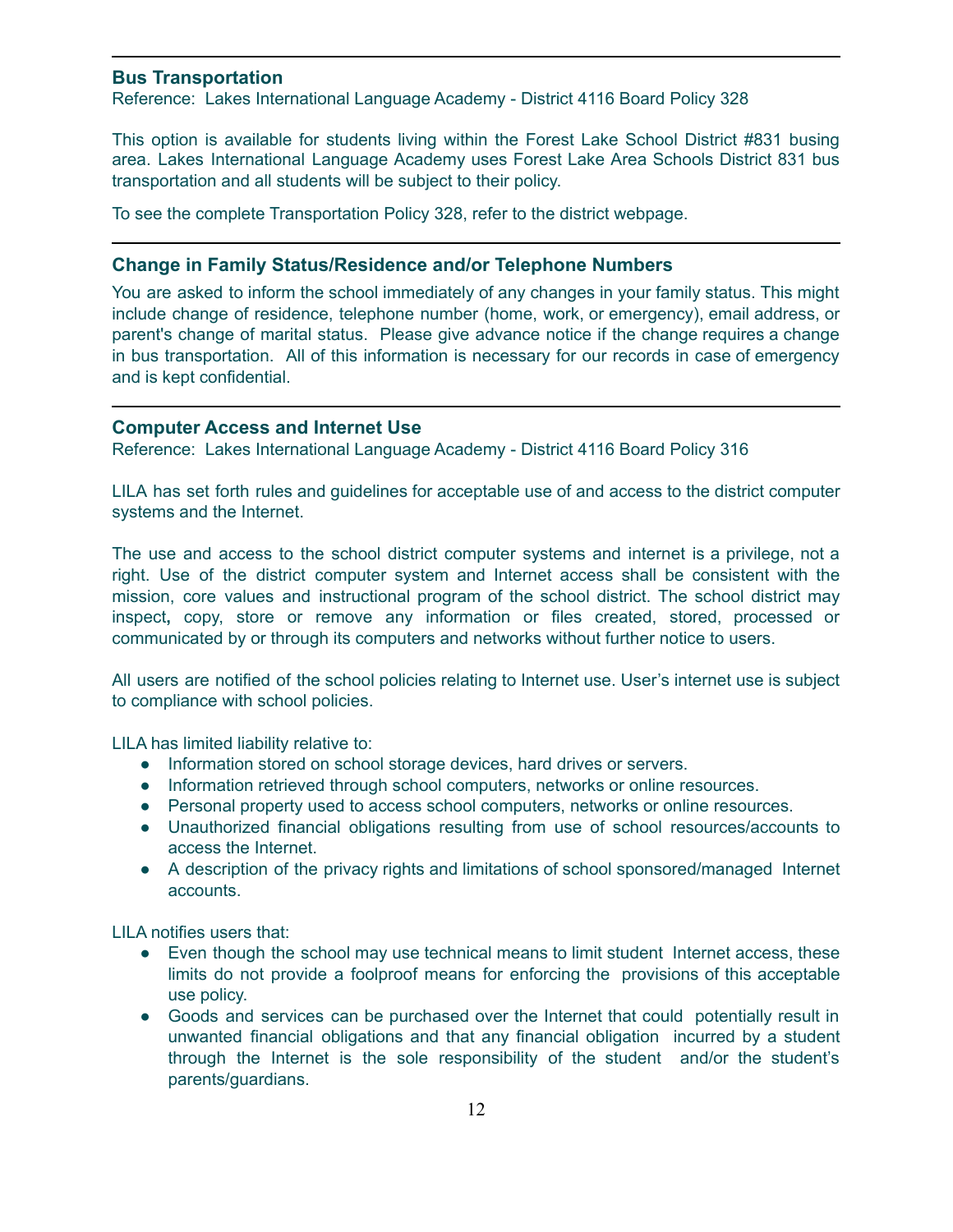## Bus Transportation

Reference: Lakes International Language Academy - District 4116 Board Policy 328

This option is available for students living within the Forest Lake School District #831 busing area. Lakes International Language Academy uses Forest Lake Area Schools District 831 bus transportation and all students will be subject to their policy.

To see the complete Transportation Policy 328, refer to the district webpage.

## Change in Family Status/Residence and/or Telephone Numbers

You are asked to inform the school immediately of any changes in your family status. This might include change of residence, telephone number (home, work, or emergency), email address, or parent's change of marital status. Please give advance notice if the change requires a change in bus transportation. All of this information is necessary for our records in case of emergency and is kept confidential.

## Computer Access and Internet Use

Reference: Lakes International Language Academy - District 4116 Board Policy 316

LILA has set forth rules and guidelines for acceptable use of and access to the district computer systems and the Internet.

The use and access to the school district computer systems and internet is a privilege, not a right. Use of the district computer system and Internet access shall be consistent with the mission, core values and instructional program of the school district. The school district may inspect, copy, store or remove any information or files created, stored, processed or communicated by or through its computers and networks without further notice to users.

All users are notified of the school policies relating to Internet use. User's internet use is subject to compliance with school policies.

LILA has limited liability relative to:

- Information stored on school storage devices, hard drives or servers.
- Information retrieved through school computers, networks or online resources.
- Personal property used to access school computers, networks or online resources.
- Unauthorized financial obligations resulting from use of school resources/accounts to access the Internet.
- A description of the privacy rights and limitations of school sponsored/managed Internet accounts.

LILA notifies users that:

- Even though the school may use technical means to limit student Internet access, these limits do not provide a foolproof means for enforcing the provisions of this acceptable use policy.
- Goods and services can be purchased over the Internet that could potentially result in unwanted financial obligations and that any financial obligation incurred by a student through the Internet is the sole responsibility of the student and/or the student's parents/guardians.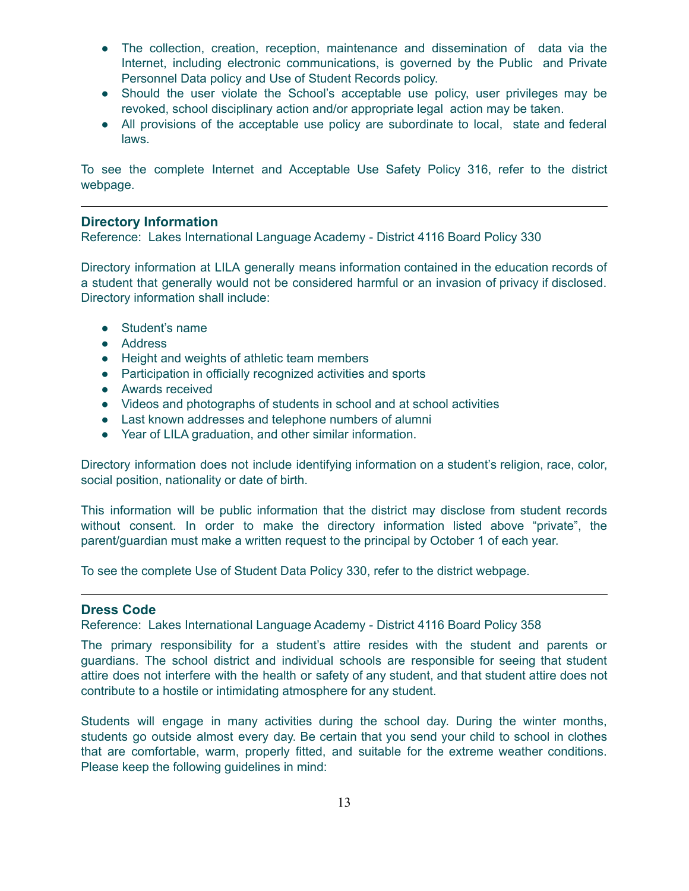- The collection, creation, reception, maintenance and dissemination of data via the Internet, including electronic communications, is governed by the Public and Private Personnel Data policy and Use of Student Records policy.
- Should the user violate the School's acceptable use policy, user privileges may be revoked, school disciplinary action and/or appropriate legal action may be taken.
- All provisions of the acceptable use policy are subordinate to local, state and federal laws.

To see the complete Internet and Acceptable Use Safety Policy 316, refer to the district webpage.

---

## Directory Information

Reference: Lakes International Language Academy - District 4116 Board Policy 330

Directory information at LILA generally means information contained in the education records of a student that generally would not be considered harmful or an invasion of privacy if disclosed. Directory information shall include:

- Student's name
- Address
- Height and weights of athletic team members
- Participation in officially recognized activities and sports
- Awards received
- Videos and photographs of students in school and at school activities
- Last known addresses and telephone numbers of alumni
- Year of LILA graduation, and other similar information.

Directory information does not include identifying information on a student's religion, race, color, social position, nationality or date of birth.

This information will be public information that the district may disclose from student records without consent. In order to make the directory information listed above "private", the parent/guardian must make a written request to the principal by October 1 of each year.

To see the complete Use of Student Data Policy 330, refer to the district webpage.

---

## Dress Code

Reference: Lakes International Language Academy - District 4116 Board Policy 358

The primary responsibility for a student's attire resides with the student and parents or guardians. The school district and individual schools are responsible for seeing that student attire does not interfere with the health or safety of any student, and that student attire does not contribute to a hostile or intimidating atmosphere for any student.

Students will engage in many activities during the school day. During the winter months, students go outside almost every day. Be certain that you send your child to school in clothes that are comfortable, warm, properly fitted, and suitable for the extreme weather conditions. Please keep the following guidelines in mind: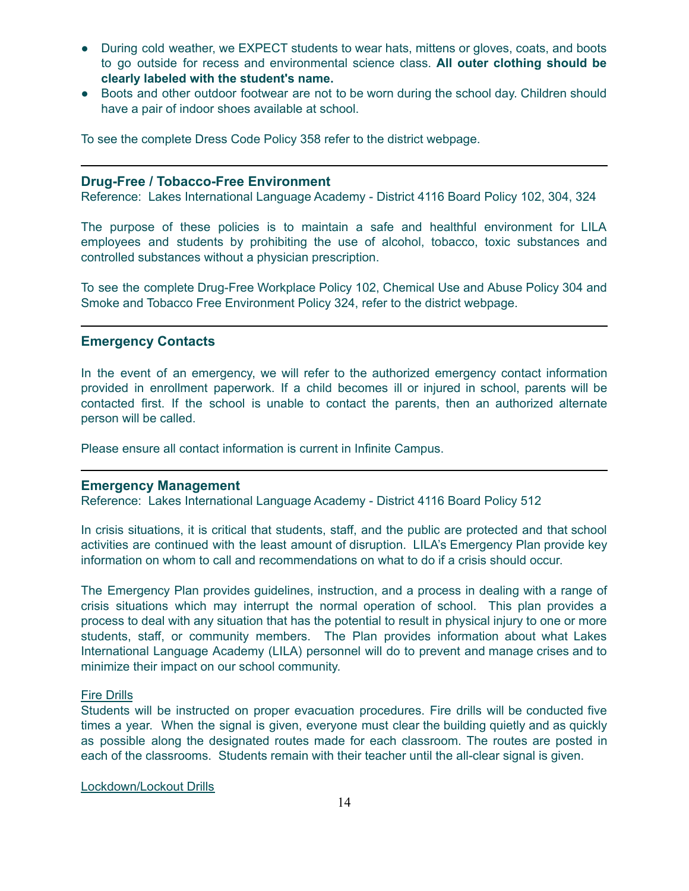- During cold weather, we EXPECT students to wear hats, mittens or gloves, coats, and boots to go outside for recess and environmental science class. **All outer clothing should be clearly labeled with the student's name.**
- Boots and other outdoor footwear are not to be worn during the school day. Children should have a pair of indoor shoes available at school.

To see the complete Dress Code Policy 358 refer to the district webpage.

---

### Drug-Free / Tobacco-Free Environment

Reference: Lakes International Language Academy - District 4116 Board Policy 102, 304, 324

The purpose of these policies is to maintain a safe and healthful environment for LILA employees and students by prohibiting the use of alcohol, tobacco, toxic substances and controlled substances without a physician prescription.

To see the complete Drug-Free Workplace Policy 102, Chemical Use and Abuse Policy 304 and Smoke and Tobacco Free Environment Policy 324, refer to the district webpage.

---

### Emergency Contacts

In the event of an emergency, we will refer to the authorized emergency contact information provided in enrollment paperwork. If a child becomes ill or injured in school, parents will be contacted first. If the school is unable to contact the parents, then an authorized alternate person will be called.

Please ensure all contact information is current in Infinite Campus.

---

### Emergency Management

Reference: Lakes International Language Academy - District 4116 Board Policy 512

In crisis situations, it is critical that students, staff, and the public are protected and that school activities are continued with the least amount of disruption. LILA's Emergency Plan provide key information on whom to call and recommendations on what to do if a crisis should occur.

The Emergency Plan provides guidelines, instruction, and a process in dealing with a range of crisis situations which may interrupt the normal operation of school. This plan provides a process to deal with any situation that has the potential to result in physical injury to one or more students, staff, or community members. The Plan provides information about what Lakes International Language Academy (LILA) personnel will do to prevent and manage crises and to minimize their impact on our school community.

Fire Drills

Students will be instructed on proper evacuation procedures. Fire drills will be conducted five times a year. When the signal is given, everyone must clear the building quietly and as quickly as possible along the designated routes made for each classroom. The routes are posted in each of the classrooms. Students remain with their teacher until the all-clear signal is given.

Lockdown/Lockout Drills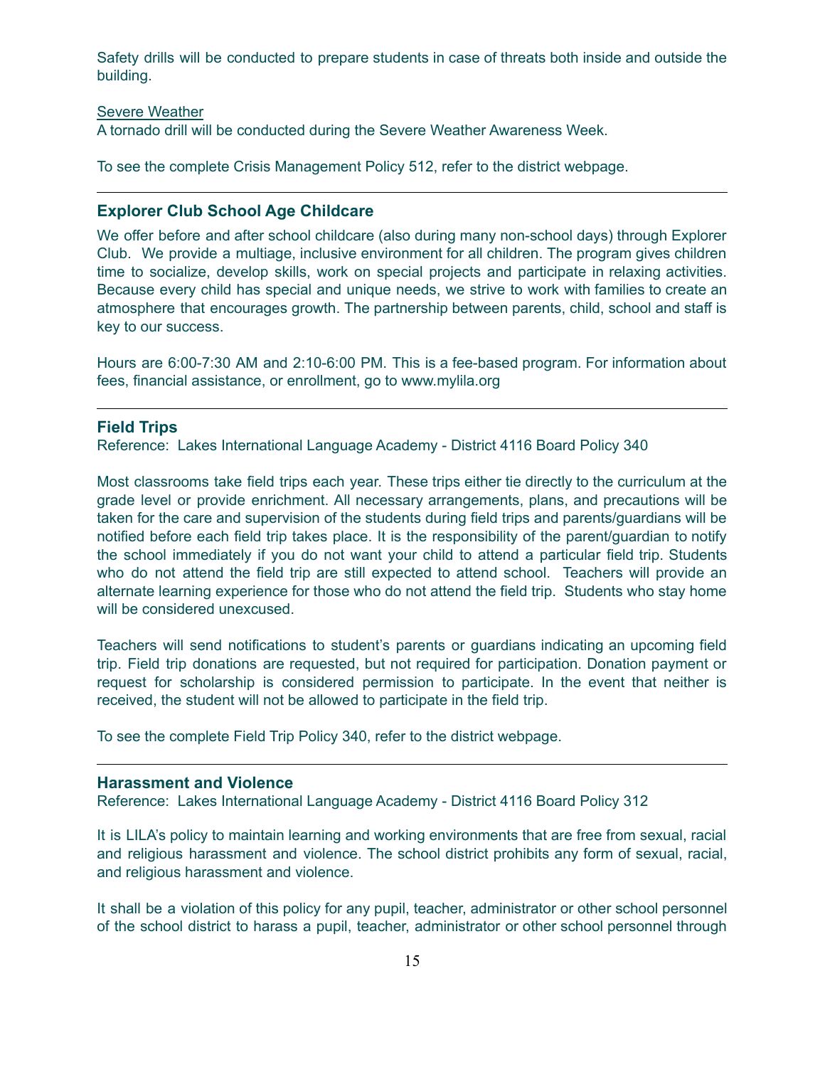Safety drills will be conducted to prepare students in case of threats both inside and outside the building.

Severe Weather

A tornado drill will be conducted during the Severe Weather Awareness Week.

To see the complete Crisis Management Policy 512, refer to the district webpage.

---

## Explorer Club School Age Childcare

We offer before and after school childcare (also during many non-school days) through Explorer Club. We provide a multiage, inclusive environment for all children. The program gives children time to socialize, develop skills, work on special projects and participate in relaxing activities. Because every child has special and unique needs, we strive to work with families to create an atmosphere that encourages growth. The partnership between parents, child, school and staff is key to our success.

Hours are 6:00-7:30 AM and 2:10-6:00 PM. This is a fee-based program. For information about fees, financial assistance, or enrollment, go to www.mylila.org

---

## Field Trips

Reference: Lakes International Language Academy - District 4116 Board Policy 340

Most classrooms take field trips each year. These trips either tie directly to the curriculum at the grade level or provide enrichment. All necessary arrangements, plans, and precautions will be taken for the care and supervision of the students during field trips and parents/guardians will be notified before each field trip takes place. It is the responsibility of the parent/guardian to notify the school immediately if you do not want your child to attend a particular field trip. Students who do not attend the field trip are still expected to attend school. Teachers will provide an alternate learning experience for those who do not attend the field trip. Students who stay home will be considered unexcused.

Teachers will send notifications to student's parents or guardians indicating an upcoming field trip. Field trip donations are requested, but not required for participation. Donation payment or request for scholarship is considered permission to participate. In the event that neither is received, the student will not be allowed to participate in the field trip.

To see the complete Field Trip Policy 340, refer to the district webpage.

---

## Harassment and Violence

Reference: Lakes International Language Academy - District 4116 Board Policy 312

It is LILA's policy to maintain learning and working environments that are free from sexual, racial and religious harassment and violence. The school district prohibits any form of sexual, racial, and religious harassment and violence.

It shall be a violation of this policy for any pupil, teacher, administrator or other school personnel of the school district to harass a pupil, teacher, administrator or other school personnel through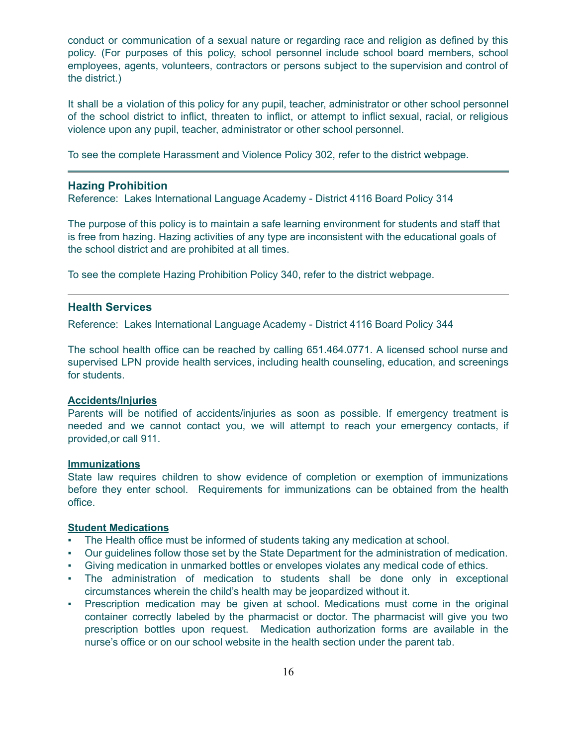conduct or communication of a sexual nature or regarding race and religion as defined by this policy. (For purposes of this policy, school personnel include school board members, school employees, agents, volunteers, contractors or persons subject to the supervision and control of the district.)

It shall be a violation of this policy for any pupil, teacher, administrator or other school personnel of the school district to inflict, threaten to inflict, or attempt to inflict sexual, racial, or religious violence upon any pupil, teacher, administrator or other school personnel.

To see the complete Harassment and Violence Policy 302, refer to the district webpage.

---

## Hazing Prohibition

Reference: Lakes International Language Academy - District 4116 Board Policy 314

The purpose of this policy is to maintain a safe learning environment for students and staff that is free from hazing. Hazing activities of any type are inconsistent with the educational goals of the school district and are prohibited at all times.

To see the complete Hazing Prohibition Policy 340, refer to the district webpage.

---

## Health Services

Reference: Lakes International Language Academy - District 4116 Board Policy 344

The school health office can be reached by calling 651.464.0771. A licensed school nurse and supervised LPN provide health services, including health counseling, education, and screenings for students.

**Accidents/Injuries**

Parents will be notified of accidents/injuries as soon as possible. If emergency treatment is needed and we cannot contact you, we will attempt to reach your emergency contacts, if provided,or call 911.

**Immunizations**

State law requires children to show evidence of completion or exemption of immunizations before they enter school. Requirements for immunizations can be obtained from the health office.

**Student Medications**

- The Health office must be informed of students taking any medication at school.
- Our guidelines follow those set by the State Department for the administration of medication.
- Giving medication in unmarked bottles or envelopes violates any medical code of ethics.
- The administration of medication to students shall be done only in exceptional circumstances wherein the child's health may be jeopardized without it.
- Prescription medication may be given at school. Medications must come in the original container correctly labeled by the pharmacist or doctor. The pharmacist will give you two prescription bottles upon request. Medication authorization forms are available in the nurse's office or on our school website in the health section under the parent tab.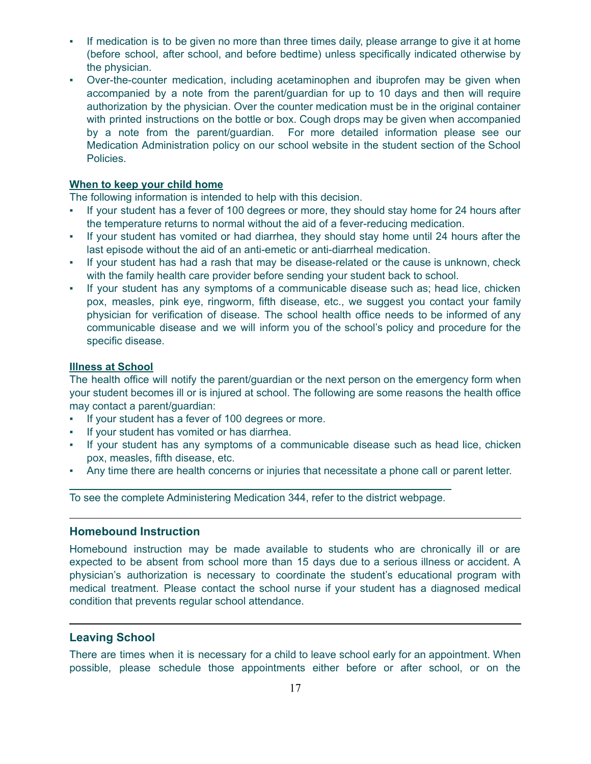- If medication is to be given no more than three times daily, please arrange to give it at home (before school, after school, and before bedtime) unless specifically indicated otherwise by the physician.
- Over-the-counter medication, including acetaminophen and ibuprofen may be given when accompanied by a note from the parent/guardian for up to 10 days and then will require authorization by the physician. Over the counter medication must be in the original container with printed instructions on the bottle or box. Cough drops may be given when accompanied by a note from the parent/guardian. For more detailed information please see our Medication Administration policy on our school website in the student section of the School Policies.

**When to keep your child home**

The following information is intended to help with this decision.

- If your student has a fever of 100 degrees or more, they should stay home for 24 hours after the temperature returns to normal without the aid of a fever-reducing medication.
- If your student has vomited or had diarrhea, they should stay home until 24 hours after the last episode without the aid of an anti-emetic or anti-diarrheal medication.
- If your student has had a rash that may be disease-related or the cause is unknown, check with the family health care provider before sending your student back to school.
- If your student has any symptoms of a communicable disease such as; head lice, chicken pox, measles, pink eye, ringworm, fifth disease, etc., we suggest you contact your family physician for verification of disease. The school health office needs to be informed of any communicable disease and we will inform you of the school's policy and procedure for the specific disease.

**Illness at School**

The health office will notify the parent/guardian or the next person on the emergency form when your student becomes ill or is injured at school. The following are some reasons the health office may contact a parent/guardian:

- If your student has a fever of 100 degrees or more.
- If your student has vomited or has diarrhea.
- If your student has any symptoms of a communicable disease such as head lice, chicken pox, measles, fifth disease, etc.
- Any time there are health concerns or injuries that necessitate a phone call or parent letter.

To see the complete Administering Medication 344, refer to the district webpage.

## Homebound Instruction

Homebound instruction may be made available to students who are chronically ill or are expected to be absent from school more than 15 days due to a serious illness or accident. A physician's authorization is necessary to coordinate the student's educational program with medical treatment. Please contact the school nurse if your student has a diagnosed medical condition that prevents regular school attendance.

## Leaving School

There are times when it is necessary for a child to leave school early for an appointment. When possible, please schedule those appointments either before or after school, or on the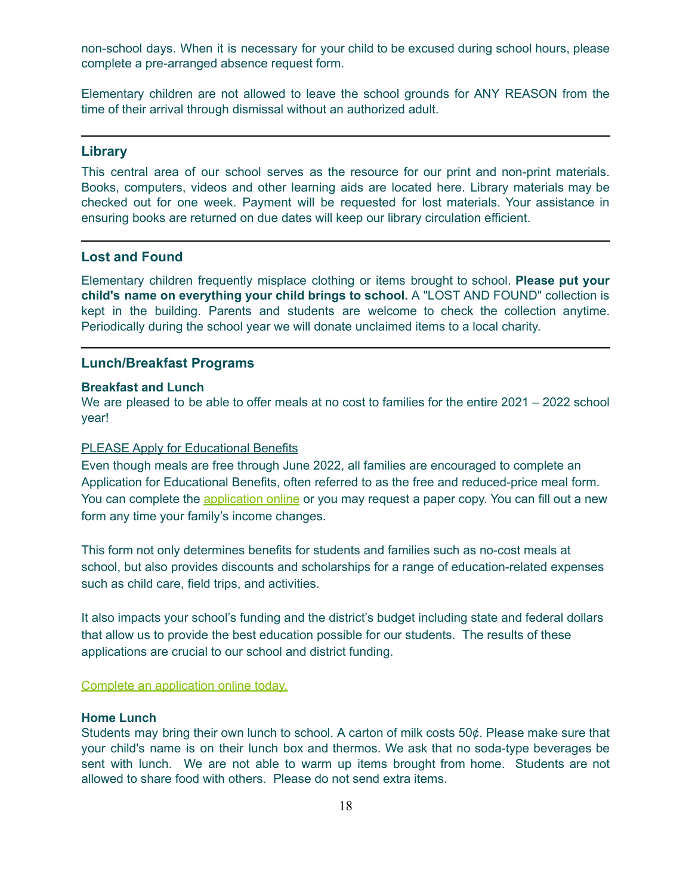non-school days. When it is necessary for your child to be excused during school hours, please complete a pre-arranged absence request form.

Elementary children are not allowed to leave the school grounds for ANY REASON from the time of their arrival through dismissal without an authorized adult.

---

### Library

This central area of our school serves as the resource for our print and non-print materials. Books, computers, videos and other learning aids are located here. Library materials may be checked out for one week. Payment will be requested for lost materials. Your assistance in ensuring books are returned on due dates will keep our library circulation efficient.

---

### Lost and Found

Elementary children frequently misplace clothing or items brought to school. **Please put your child's name on everything your child brings to school.** A "LOST AND FOUND" collection is kept in the building. Parents and students are welcome to check the collection anytime. Periodically during the school year we will donate unclaimed items to a local charity.

---

### Lunch/Breakfast Programs

**Breakfast and Lunch**

We are pleased to be able to offer meals at no cost to families for the entire 2021 – 2022 school year!

PLEASE Apply for Educational Benefits

Even though meals are free through June 2022, all families are encouraged to complete an Application for Educational Benefits, often referred to as the free and reduced-price meal form. You can complete the application online or you may request a paper copy. You can fill out a new form any time your family's income changes.

This form not only determines benefits for students and families such as no-cost meals at school, but also provides discounts and scholarships for a range of education-related expenses such as child care, field trips, and activities.

It also impacts your school's funding and the district's budget including state and federal dollars that allow us to provide the best education possible for our students. The results of these applications are crucial to our school and district funding.

Complete an application online today.

**Home Lunch**

Students may bring their own lunch to school. A carton of milk costs 50¢. Please make sure that your child's name is on their lunch box and thermos. We ask that no soda-type beverages be sent with lunch. We are not able to warm up items brought from home. Students are not allowed to share food with others. Please do not send extra items.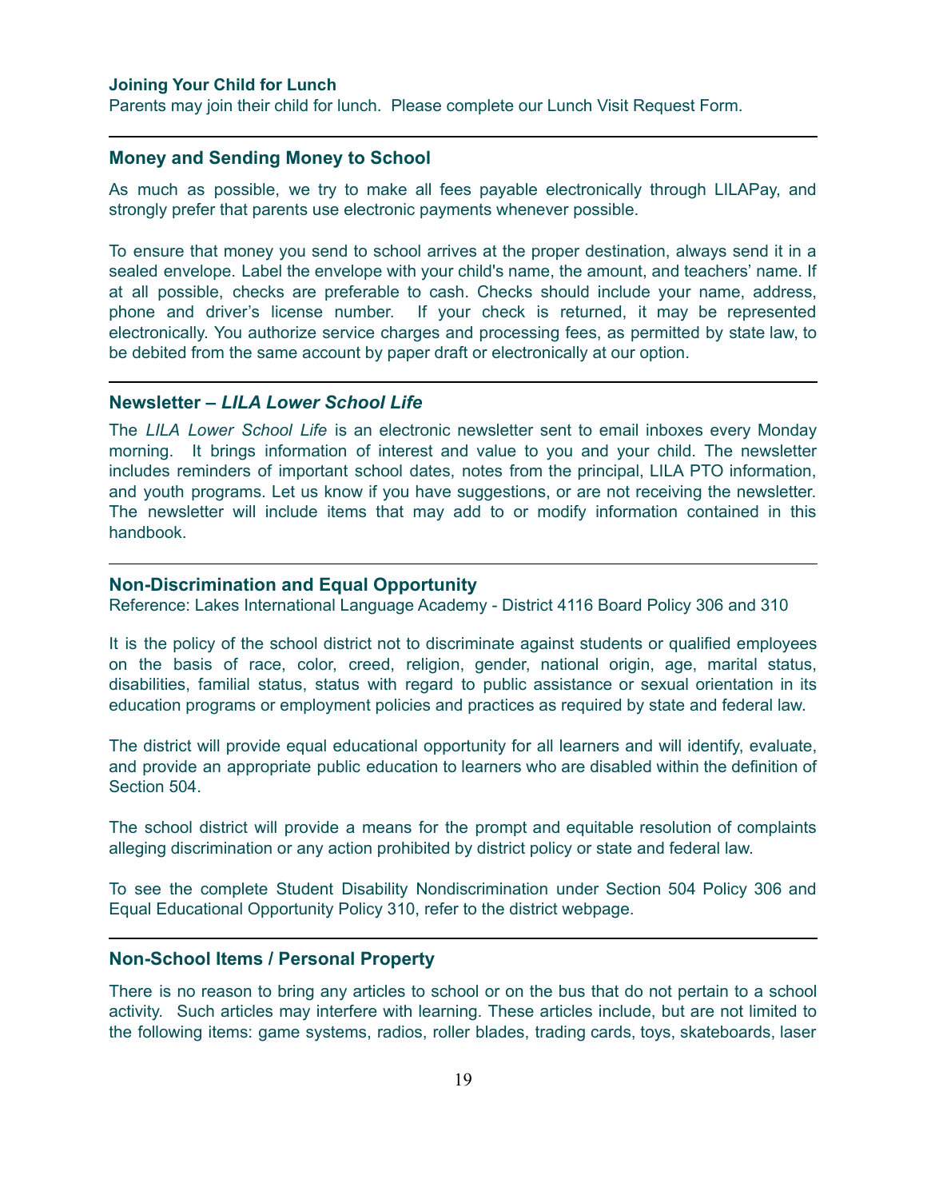### Joining Your Child for Lunch

Parents may join their child for lunch. Please complete our Lunch Visit Request Form.

---

### Money and Sending Money to School

As much as possible, we try to make all fees payable electronically through LILAPay, and strongly prefer that parents use electronic payments whenever possible.

To ensure that money you send to school arrives at the proper destination, always send it in a sealed envelope. Label the envelope with your child's name, the amount, and teachers' name. If at all possible, checks are preferable to cash. Checks should include your name, address, phone and driver's license number. If your check is returned, it may be represented electronically. You authorize service charges and processing fees, as permitted by state law, to be debited from the same account by paper draft or electronically at our option.

---

### Newsletter – *LILA Lower School Life*

The *LILA Lower School Life* is an electronic newsletter sent to email inboxes every Monday morning. It brings information of interest and value to you and your child. The newsletter includes reminders of important school dates, notes from the principal, LILA PTO information, and youth programs. Let us know if you have suggestions, or are not receiving the newsletter. The newsletter will include items that may add to or modify information contained in this handbook.

---

### Non-Discrimination and Equal Opportunity

Reference: Lakes International Language Academy - District 4116 Board Policy 306 and 310

It is the policy of the school district not to discriminate against students or qualified employees on the basis of race, color, creed, religion, gender, national origin, age, marital status, disabilities, familial status, status with regard to public assistance or sexual orientation in its education programs or employment policies and practices as required by state and federal law.

The district will provide equal educational opportunity for all learners and will identify, evaluate, and provide an appropriate public education to learners who are disabled within the definition of Section 504.

The school district will provide a means for the prompt and equitable resolution of complaints alleging discrimination or any action prohibited by district policy or state and federal law.

To see the complete Student Disability Nondiscrimination under Section 504 Policy 306 and Equal Educational Opportunity Policy 310, refer to the district webpage.

---

### Non-School Items / Personal Property

There is no reason to bring any articles to school or on the bus that do not pertain to a school activity. Such articles may interfere with learning. These articles include, but are not limited to the following items: game systems, radios, roller blades, trading cards, toys, skateboards, laser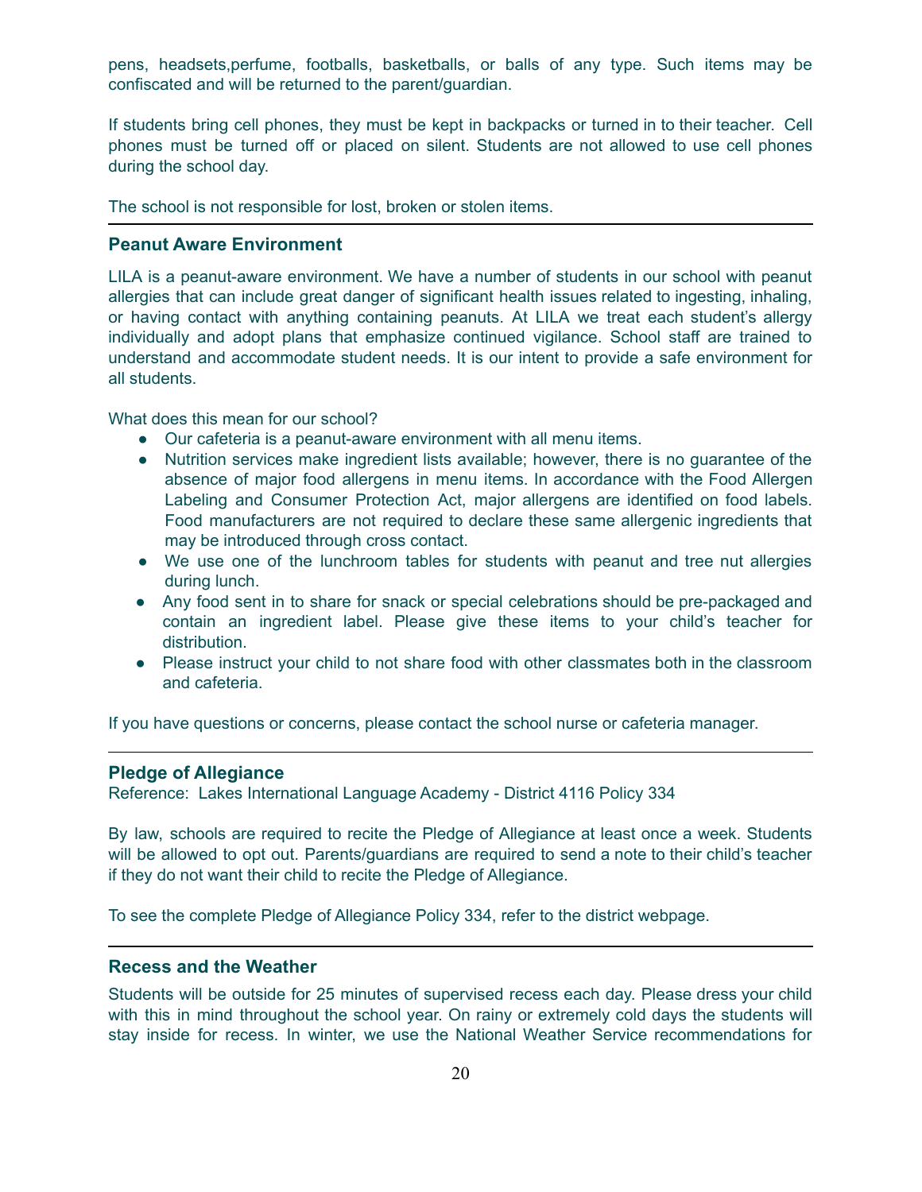pens, headsets,perfume, footballs, basketballs, or balls of any type. Such items may be confiscated and will be returned to the parent/guardian.

If students bring cell phones, they must be kept in backpacks or turned in to their teacher. Cell phones must be turned off or placed on silent. Students are not allowed to use cell phones during the school day.

The school is not responsible for lost, broken or stolen items.

---

### Peanut Aware Environment

LILA is a peanut-aware environment. We have a number of students in our school with peanut allergies that can include great danger of significant health issues related to ingesting, inhaling, or having contact with anything containing peanuts. At LILA we treat each student's allergy individually and adopt plans that emphasize continued vigilance. School staff are trained to understand and accommodate student needs. It is our intent to provide a safe environment for all students.

What does this mean for our school?

- Our cafeteria is a peanut-aware environment with all menu items.
- Nutrition services make ingredient lists available; however, there is no guarantee of the absence of major food allergens in menu items. In accordance with the Food Allergen Labeling and Consumer Protection Act, major allergens are identified on food labels. Food manufacturers are not required to declare these same allergenic ingredients that may be introduced through cross contact.
- We use one of the lunchroom tables for students with peanut and tree nut allergies during lunch.
- Any food sent in to share for snack or special celebrations should be pre-packaged and contain an ingredient label. Please give these items to your child's teacher for distribution.
- Please instruct your child to not share food with other classmates both in the classroom and cafeteria.

If you have questions or concerns, please contact the school nurse or cafeteria manager.

---

### Pledge of Allegiance

Reference: Lakes International Language Academy - District 4116 Policy 334

By law, schools are required to recite the Pledge of Allegiance at least once a week. Students will be allowed to opt out. Parents/guardians are required to send a note to their child's teacher if they do not want their child to recite the Pledge of Allegiance.

To see the complete Pledge of Allegiance Policy 334, refer to the district webpage.

---

### Recess and the Weather

Students will be outside for 25 minutes of supervised recess each day. Please dress your child with this in mind throughout the school year. On rainy or extremely cold days the students will stay inside for recess. In winter, we use the National Weather Service recommendations for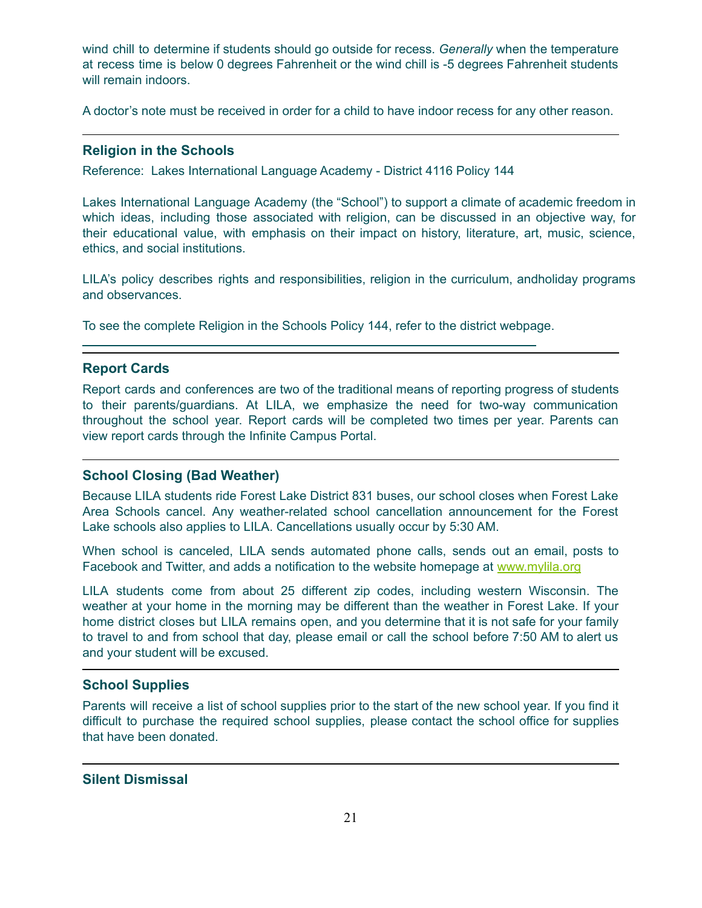wind chill to determine if students should go outside for recess. *Generally* when the temperature at recess time is below 0 degrees Fahrenheit or the wind chill is -5 degrees Fahrenheit students will remain indoors.

A doctor's note must be received in order for a child to have indoor recess for any other reason.

---

### Religion in the Schools

Reference: Lakes International Language Academy - District 4116 Policy 144

Lakes International Language Academy (the "School") to support a climate of academic freedom in which ideas, including those associated with religion, can be discussed in an objective way, for their educational value, with emphasis on their impact on history, literature, art, music, science, ethics, and social institutions.

LILA's policy describes rights and responsibilities, religion in the curriculum, andholiday programs and observances.

To see the complete Religion in the Schools Policy 144, refer to the district webpage.

---

### Report Cards

Report cards and conferences are two of the traditional means of reporting progress of students to their parents/guardians. At LILA, we emphasize the need for two-way communication throughout the school year. Report cards will be completed two times per year. Parents can view report cards through the Infinite Campus Portal.

---

### School Closing (Bad Weather)

Because LILA students ride Forest Lake District 831 buses, our school closes when Forest Lake Area Schools cancel. Any weather-related school cancellation announcement for the Forest Lake schools also applies to LILA. Cancellations usually occur by 5:30 AM.

When school is canceled, LILA sends automated phone calls, sends out an email, posts to Facebook and Twitter, and adds a notification to the website homepage at [www.mylila.org](www.mylila.org)

LILA students come from about 25 different zip codes, including western Wisconsin. The weather at your home in the morning may be different than the weather in Forest Lake. If your home district closes but LILA remains open, and you determine that it is not safe for your family to travel to and from school that day, please email or call the school before 7:50 AM to alert us and your student will be excused.

---

### School Supplies

Parents will receive a list of school supplies prior to the start of the new school year. If you find it difficult to purchase the required school supplies, please contact the school office for supplies that have been donated.

---

### Silent Dismissal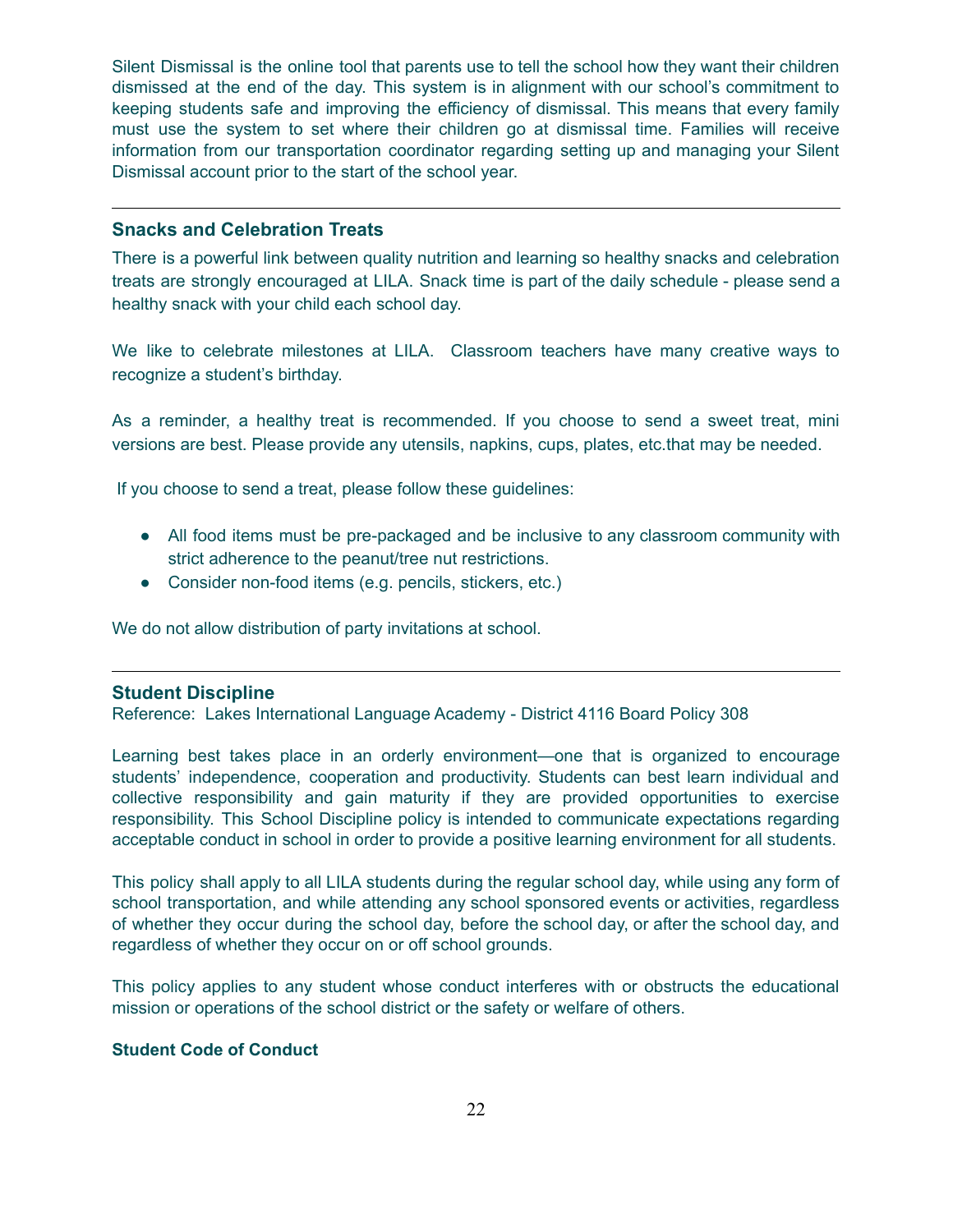Silent Dismissal is the online tool that parents use to tell the school how they want their children dismissed at the end of the day. This system is in alignment with our school's commitment to keeping students safe and improving the efficiency of dismissal. This means that every family must use the system to set where their children go at dismissal time. Families will receive information from our transportation coordinator regarding setting up and managing your Silent Dismissal account prior to the start of the school year.

---

### Snacks and Celebration Treats

There is a powerful link between quality nutrition and learning so healthy snacks and celebration treats are strongly encouraged at LILA. Snack time is part of the daily schedule - please send a healthy snack with your child each school day.

We like to celebrate milestones at LILA. Classroom teachers have many creative ways to recognize a student's birthday.

As a reminder, a healthy treat is recommended. If you choose to send a sweet treat, mini versions are best. Please provide any utensils, napkins, cups, plates, etc.that may be needed.

If you choose to send a treat, please follow these guidelines:

- All food items must be pre-packaged and be inclusive to any classroom community with strict adherence to the peanut/tree nut restrictions.
- Consider non-food items (e.g. pencils, stickers, etc.)

We do not allow distribution of party invitations at school.

---

### Student Discipline

Reference: Lakes International Language Academy - District 4116 Board Policy 308

Learning best takes place in an orderly environment—one that is organized to encourage students' independence, cooperation and productivity. Students can best learn individual and collective responsibility and gain maturity if they are provided opportunities to exercise responsibility. This School Discipline policy is intended to communicate expectations regarding acceptable conduct in school in order to provide a positive learning environment for all students.

This policy shall apply to all LILA students during the regular school day, while using any form of school transportation, and while attending any school sponsored events or activities, regardless of whether they occur during the school day, before the school day, or after the school day, and regardless of whether they occur on or off school grounds.

This policy applies to any student whose conduct interferes with or obstructs the educational mission or operations of the school district or the safety or welfare of others.

**Student Code of Conduct**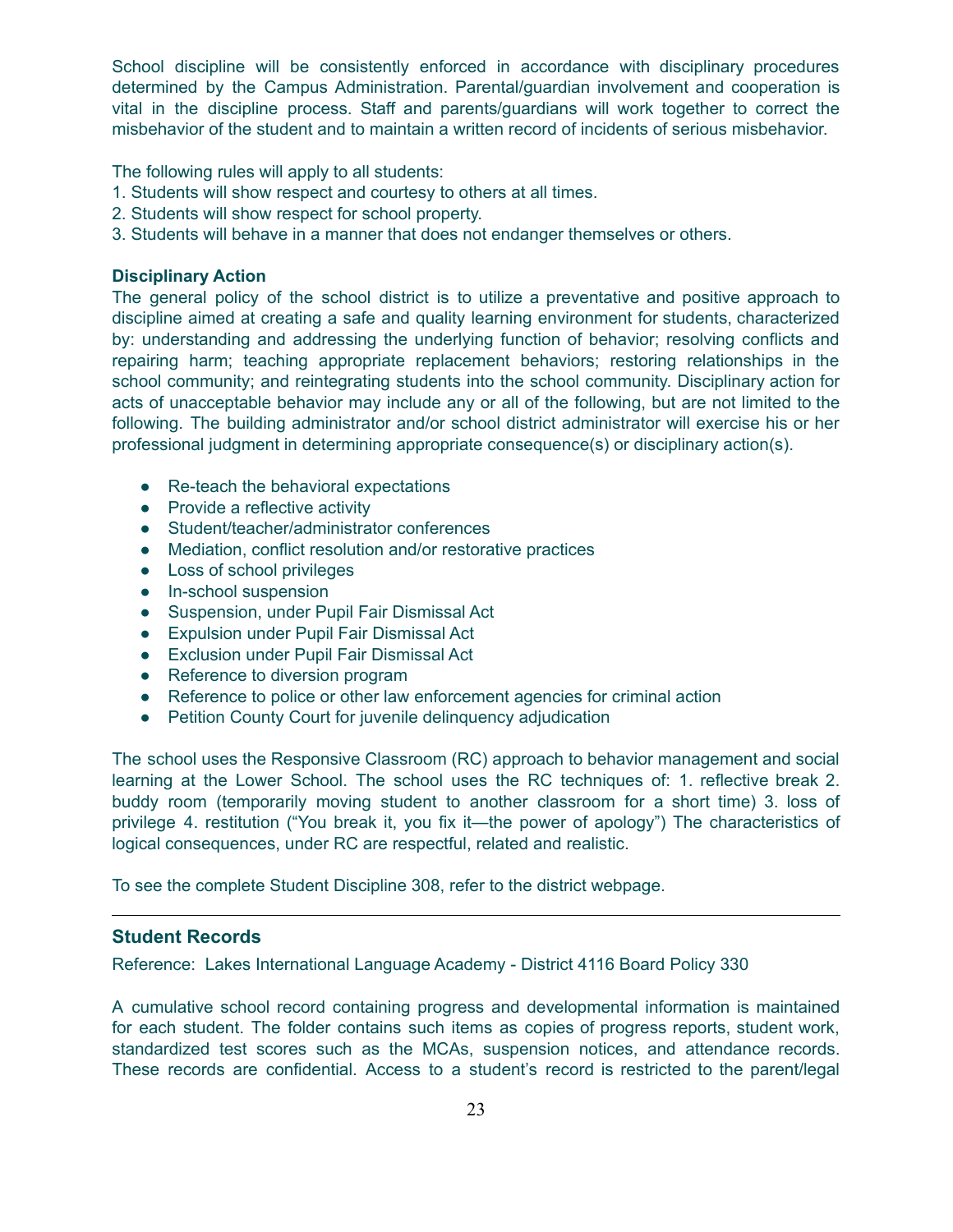School discipline will be consistently enforced in accordance with disciplinary procedures determined by the Campus Administration. Parental/guardian involvement and cooperation is vital in the discipline process. Staff and parents/guardians will work together to correct the misbehavior of the student and to maintain a written record of incidents of serious misbehavior.

The following rules will apply to all students:
1. Students will show respect and courtesy to others at all times.
2. Students will show respect for school property.
3. Students will behave in a manner that does not endanger themselves or others.

**Disciplinary Action**

The general policy of the school district is to utilize a preventative and positive approach to discipline aimed at creating a safe and quality learning environment for students, characterized by: understanding and addressing the underlying function of behavior; resolving conflicts and repairing harm; teaching appropriate replacement behaviors; restoring relationships in the school community; and reintegrating students into the school community. Disciplinary action for acts of unacceptable behavior may include any or all of the following, but are not limited to the following. The building administrator and/or school district administrator will exercise his or her professional judgment in determining appropriate consequence(s) or disciplinary action(s).

- Re-teach the behavioral expectations
- Provide a reflective activity
- Student/teacher/administrator conferences
- Mediation, conflict resolution and/or restorative practices
- Loss of school privileges
- In-school suspension
- Suspension, under Pupil Fair Dismissal Act
- Expulsion under Pupil Fair Dismissal Act
- Exclusion under Pupil Fair Dismissal Act
- Reference to diversion program
- Reference to police or other law enforcement agencies for criminal action
- Petition County Court for juvenile delinquency adjudication

The school uses the Responsive Classroom (RC) approach to behavior management and social learning at the Lower School. The school uses the RC techniques of: 1. reflective break 2. buddy room (temporarily moving student to another classroom for a short time) 3. loss of privilege 4. restitution ("You break it, you fix it—the power of apology") The characteristics of logical consequences, under RC are respectful, related and realistic.

To see the complete Student Discipline 308, refer to the district webpage.

---

## Student Records

Reference: Lakes International Language Academy - District 4116 Board Policy 330

A cumulative school record containing progress and developmental information is maintained for each student. The folder contains such items as copies of progress reports, student work, standardized test scores such as the MCAs, suspension notices, and attendance records. These records are confidential. Access to a student's record is restricted to the parent/legal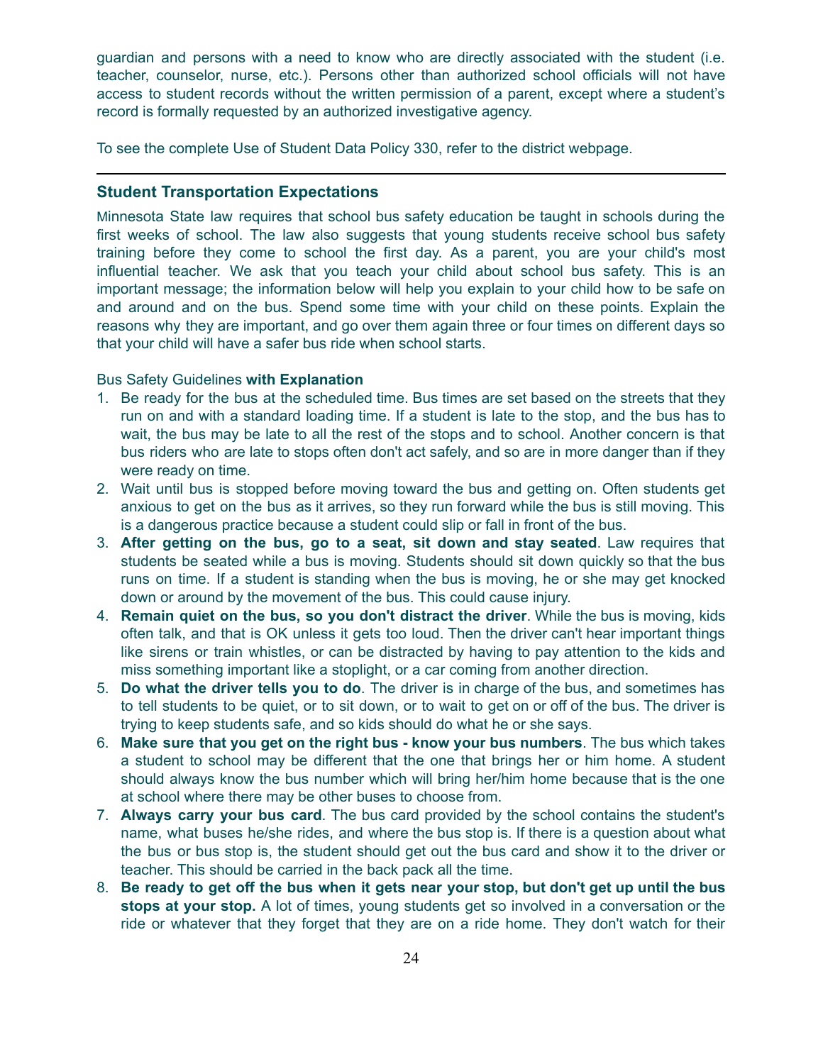guardian and persons with a need to know who are directly associated with the student (i.e. teacher, counselor, nurse, etc.). Persons other than authorized school officials will not have access to student records without the written permission of a parent, except where a student's record is formally requested by an authorized investigative agency.

To see the complete Use of Student Data Policy 330, refer to the district webpage.

---

### Student Transportation Expectations

Minnesota State law requires that school bus safety education be taught in schools during the first weeks of school. The law also suggests that young students receive school bus safety training before they come to school the first day. As a parent, you are your child's most influential teacher. We ask that you teach your child about school bus safety. This is an important message; the information below will help you explain to your child how to be safe on and around and on the bus. Spend some time with your child on these points. Explain the reasons why they are important, and go over them again three or four times on different days so that your child will have a safer bus ride when school starts.

Bus Safety Guidelines **with Explanation**

1. Be ready for the bus at the scheduled time. Bus times are set based on the streets that they run on and with a standard loading time. If a student is late to the stop, and the bus has to wait, the bus may be late to all the rest of the stops and to school. Another concern is that bus riders who are late to stops often don't act safely, and so are in more danger than if they were ready on time.
2. Wait until bus is stopped before moving toward the bus and getting on. Often students get anxious to get on the bus as it arrives, so they run forward while the bus is still moving. This is a dangerous practice because a student could slip or fall in front of the bus.
3. **After getting on the bus, go to a seat, sit down and stay seated**. Law requires that students be seated while a bus is moving. Students should sit down quickly so that the bus runs on time. If a student is standing when the bus is moving, he or she may get knocked down or around by the movement of the bus. This could cause injury.
4. **Remain quiet on the bus, so you don't distract the driver**. While the bus is moving, kids often talk, and that is OK unless it gets too loud. Then the driver can't hear important things like sirens or train whistles, or can be distracted by having to pay attention to the kids and miss something important like a stoplight, or a car coming from another direction.
5. **Do what the driver tells you to do**. The driver is in charge of the bus, and sometimes has to tell students to be quiet, or to sit down, or to wait to get on or off of the bus. The driver is trying to keep students safe, and so kids should do what he or she says.
6. **Make sure that you get on the right bus - know your bus numbers**. The bus which takes a student to school may be different that the one that brings her or him home. A student should always know the bus number which will bring her/him home because that is the one at school where there may be other buses to choose from.
7. **Always carry your bus card**. The bus card provided by the school contains the student's name, what buses he/she rides, and where the bus stop is. If there is a question about what the bus or bus stop is, the student should get out the bus card and show it to the driver or teacher. This should be carried in the back pack all the time.
8. **Be ready to get off the bus when it gets near your stop, but don't get up until the bus stops at your stop.** A lot of times, young students get so involved in a conversation or the ride or whatever that they forget that they are on a ride home. They don't watch for their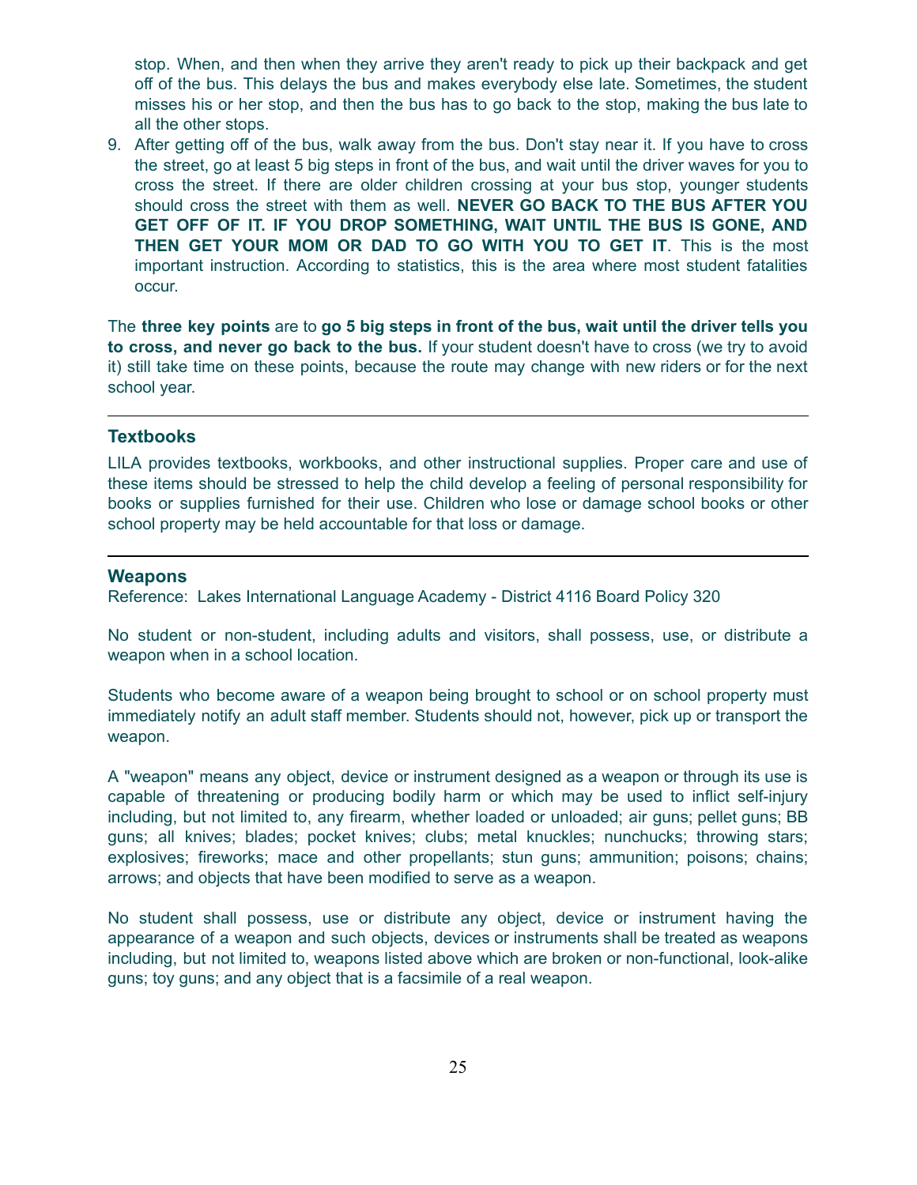stop. When, and then when they arrive they aren't ready to pick up their backpack and get off of the bus. This delays the bus and makes everybody else late. Sometimes, the student misses his or her stop, and then the bus has to go back to the stop, making the bus late to all the other stops.

9. After getting off of the bus, walk away from the bus. Don't stay near it. If you have to cross the street, go at least 5 big steps in front of the bus, and wait until the driver waves for you to cross the street. If there are older children crossing at your bus stop, younger students should cross the street with them as well. **NEVER GO BACK TO THE BUS AFTER YOU GET OFF OF IT. IF YOU DROP SOMETHING, WAIT UNTIL THE BUS IS GONE, AND THEN GET YOUR MOM OR DAD TO GO WITH YOU TO GET IT**. This is the most important instruction. According to statistics, this is the area where most student fatalities occur.

The **three key points** are to **go 5 big steps in front of the bus, wait until the driver tells you to cross, and never go back to the bus.** If your student doesn't have to cross (we try to avoid it) still take time on these points, because the route may change with new riders or for the next school year.

---

### Textbooks

LILA provides textbooks, workbooks, and other instructional supplies. Proper care and use of these items should be stressed to help the child develop a feeling of personal responsibility for books or supplies furnished for their use. Children who lose or damage school books or other school property may be held accountable for that loss or damage.

---

### Weapons

Reference: Lakes International Language Academy - District 4116 Board Policy 320

No student or non-student, including adults and visitors, shall possess, use, or distribute a weapon when in a school location.

Students who become aware of a weapon being brought to school or on school property must immediately notify an adult staff member. Students should not, however, pick up or transport the weapon.

A "weapon" means any object, device or instrument designed as a weapon or through its use is capable of threatening or producing bodily harm or which may be used to inflict self-injury including, but not limited to, any firearm, whether loaded or unloaded; air guns; pellet guns; BB guns; all knives; blades; pocket knives; clubs; metal knuckles; nunchucks; throwing stars; explosives; fireworks; mace and other propellants; stun guns; ammunition; poisons; chains; arrows; and objects that have been modified to serve as a weapon.

No student shall possess, use or distribute any object, device or instrument having the appearance of a weapon and such objects, devices or instruments shall be treated as weapons including, but not limited to, weapons listed above which are broken or non-functional, look-alike guns; toy guns; and any object that is a facsimile of a real weapon.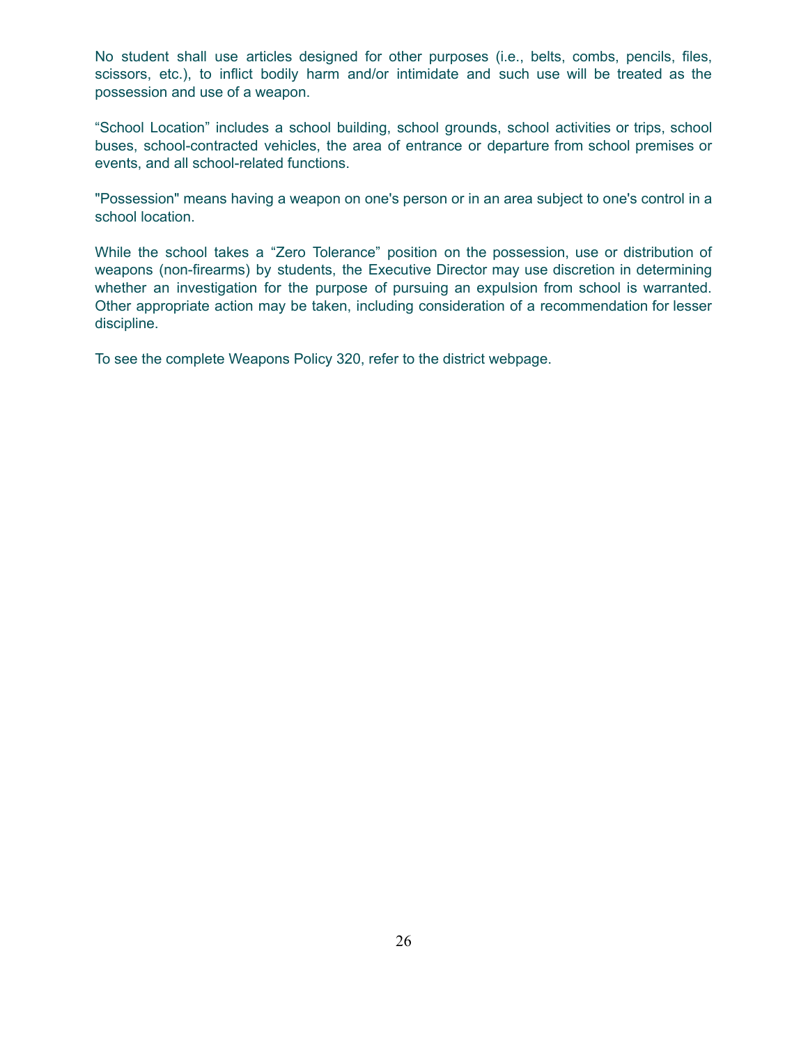No student shall use articles designed for other purposes (i.e., belts, combs, pencils, files, scissors, etc.), to inflict bodily harm and/or intimidate and such use will be treated as the possession and use of a weapon.

“School Location” includes a school building, school grounds, school activities or trips, school buses, school-contracted vehicles, the area of entrance or departure from school premises or events, and all school-related functions.

"Possession" means having a weapon on one's person or in an area subject to one's control in a school location.

While the school takes a “Zero Tolerance” position on the possession, use or distribution of weapons (non-firearms) by students, the Executive Director may use discretion in determining whether an investigation for the purpose of pursuing an expulsion from school is warranted. Other appropriate action may be taken, including consideration of a recommendation for lesser discipline.

To see the complete Weapons Policy 320, refer to the district webpage.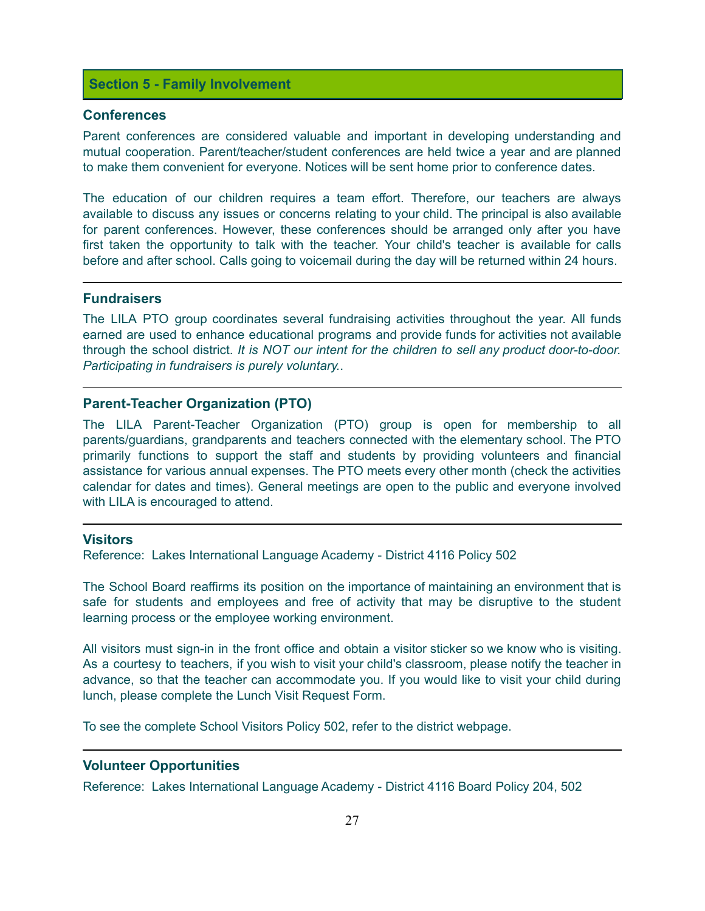## Section 5 - Family Involvement

### Conferences

Parent conferences are considered valuable and important in developing understanding and mutual cooperation. Parent/teacher/student conferences are held twice a year and are planned to make them convenient for everyone. Notices will be sent home prior to conference dates.

The education of our children requires a team effort. Therefore, our teachers are always available to discuss any issues or concerns relating to your child. The principal is also available for parent conferences. However, these conferences should be arranged only after you have first taken the opportunity to talk with the teacher. Your child's teacher is available for calls before and after school. Calls going to voicemail during the day will be returned within 24 hours.

---

### Fundraisers

The LILA PTO group coordinates several fundraising activities throughout the year. All funds earned are used to enhance educational programs and provide funds for activities not available through the school district. *It is NOT our intent for the children to sell any product door-to-door. Participating in fundraisers is purely voluntary.*.

---

### Parent-Teacher Organization (PTO)

The LILA Parent-Teacher Organization (PTO) group is open for membership to all parents/guardians, grandparents and teachers connected with the elementary school. The PTO primarily functions to support the staff and students by providing volunteers and financial assistance for various annual expenses. The PTO meets every other month (check the activities calendar for dates and times). General meetings are open to the public and everyone involved with LILA is encouraged to attend.

---

### Visitors

Reference: Lakes International Language Academy - District 4116 Policy 502

The School Board reaffirms its position on the importance of maintaining an environment that is safe for students and employees and free of activity that may be disruptive to the student learning process or the employee working environment.

All visitors must sign-in in the front office and obtain a visitor sticker so we know who is visiting. As a courtesy to teachers, if you wish to visit your child's classroom, please notify the teacher in advance, so that the teacher can accommodate you. If you would like to visit your child during lunch, please complete the Lunch Visit Request Form.

To see the complete School Visitors Policy 502, refer to the district webpage.

---

### Volunteer Opportunities

Reference: Lakes International Language Academy - District 4116 Board Policy 204, 502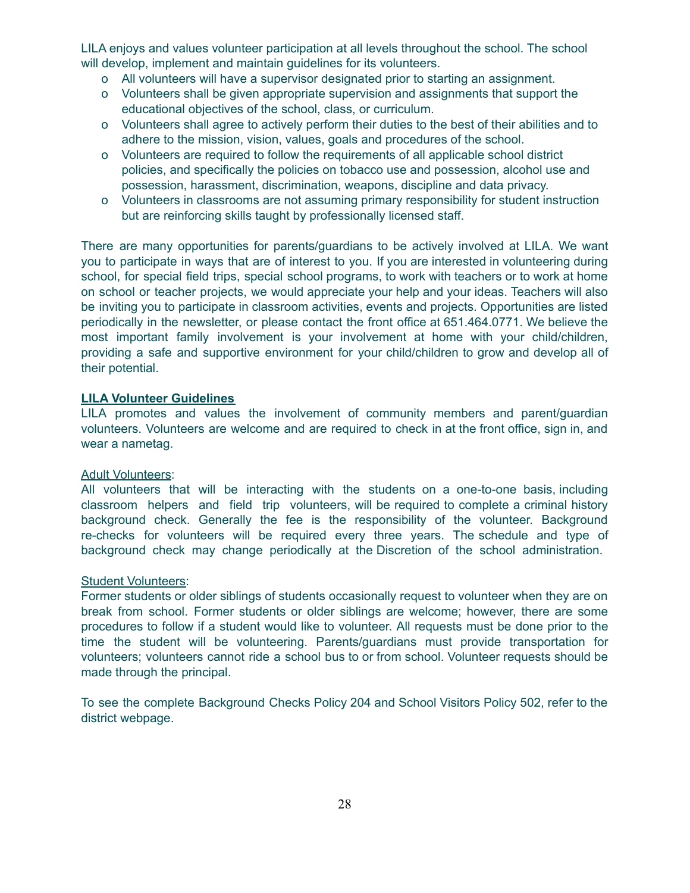LILA enjoys and values volunteer participation at all levels throughout the school. The school will develop, implement and maintain guidelines for its volunteers.

- All volunteers will have a supervisor designated prior to starting an assignment.
- Volunteers shall be given appropriate supervision and assignments that support the educational objectives of the school, class, or curriculum.
- Volunteers shall agree to actively perform their duties to the best of their abilities and to adhere to the mission, vision, values, goals and procedures of the school.
- Volunteers are required to follow the requirements of all applicable school district policies, and specifically the policies on tobacco use and possession, alcohol use and possession, harassment, discrimination, weapons, discipline and data privacy.
- Volunteers in classrooms are not assuming primary responsibility for student instruction but are reinforcing skills taught by professionally licensed staff.

There are many opportunities for parents/guardians to be actively involved at LILA. We want you to participate in ways that are of interest to you. If you are interested in volunteering during school, for special field trips, special school programs, to work with teachers or to work at home on school or teacher projects, we would appreciate your help and your ideas. Teachers will also be inviting you to participate in classroom activities, events and projects. Opportunities are listed periodically in the newsletter, or please contact the front office at 651.464.0771. We believe the most important family involvement is your involvement at home with your child/children, providing a safe and supportive environment for your child/children to grow and develop all of their potential.

## LILA Volunteer Guidelines

LILA promotes and values the involvement of community members and parent/guardian volunteers. Volunteers are welcome and are required to check in at the front office, sign in, and wear a nametag.

Adult Volunteers:
All volunteers that will be interacting with the students on a one-to-one basis, including classroom helpers and field trip volunteers, will be required to complete a criminal history background check. Generally the fee is the responsibility of the volunteer. Background re-checks for volunteers will be required every three years. The schedule and type of background check may change periodically at the Discretion of the school administration.

Student Volunteers:
Former students or older siblings of students occasionally request to volunteer when they are on break from school. Former students or older siblings are welcome; however, there are some procedures to follow if a student would like to volunteer. All requests must be done prior to the time the student will be volunteering. Parents/guardians must provide transportation for volunteers; volunteers cannot ride a school bus to or from school. Volunteer requests should be made through the principal.

To see the complete Background Checks Policy 204 and School Visitors Policy 502, refer to the district webpage.